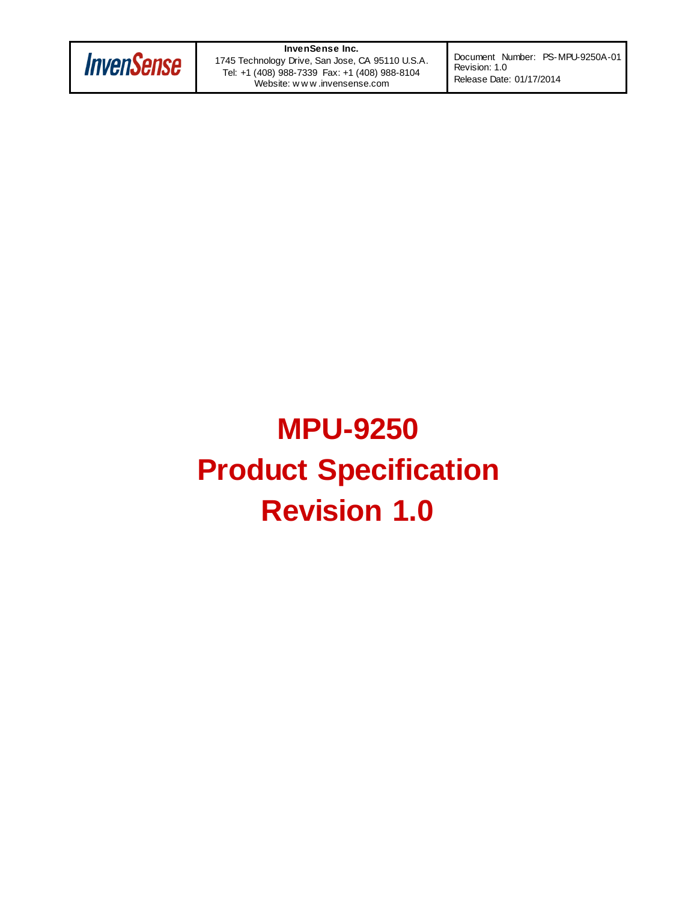# MPU-9250
# Product Specification
# Revision 1.0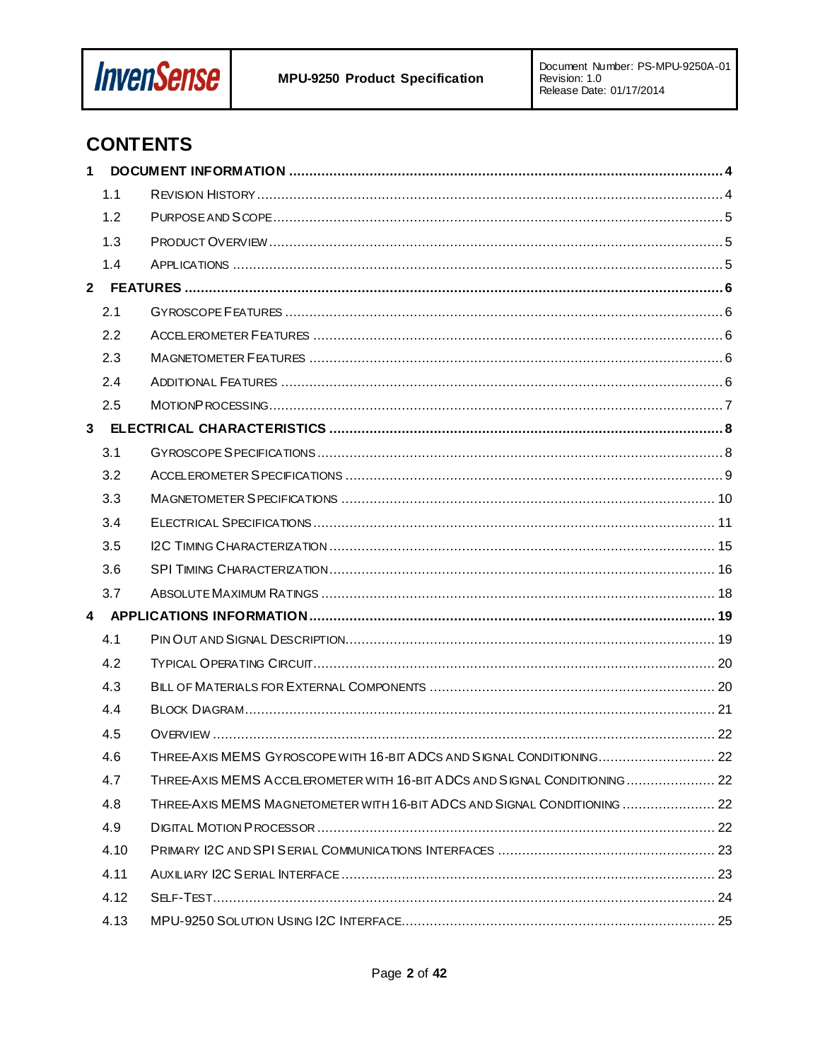# CONTENTS

1 DOCUMENT INFORMATION ........................................ 4
- 1.1 REVISION HISTORY ........................................ 4
- 1.2 PURPOSE AND SCOPE ........................................ 5
- 1.3 PRODUCT OVERVIEW ........................................ 5
- 1.4 APPLICATIONS ........................................ 5

2 FEATURES ........................................ 6
- 2.1 GYROSCOPE FEATURES ........................................ 6
- 2.2 ACCELEROMETER FEATURES ........................................ 6
- 2.3 MAGNETOMETER FEATURES ........................................ 6
- 2.4 ADDITIONAL FEATURES ........................................ 6
- 2.5 MOTIONPROCESSING ........................................ 7

3 ELECTRICAL CHARACTERISTICS ........................................ 8
- 3.1 GYROSCOPE SPECIFICATIONS ........................................ 8
- 3.2 ACCELEROMETER SPECIFICATIONS ........................................ 9
- 3.3 MAGNETOMETER SPECIFICATIONS ........................................ 10
- 3.4 ELECTRICAL SPECIFICATIONS ........................................ 11
- 3.5 I2C TIMING CHARACTERIZATION ........................................ 15
- 3.6 SPI TIMING CHARACTERIZATION ........................................ 16
- 3.7 ABSOLUTE MAXIMUM RATINGS ........................................ 18

4 APPLICATIONS INFORMATION ........................................ 19
- 4.1 PIN OUT AND SIGNAL DESCRIPTION ........................................ 19
- 4.2 TYPICAL OPERATING CIRCUIT ........................................ 20
- 4.3 BILL OF MATERIALS FOR EXTERNAL COMPONENTS ........................................ 20
- 4.4 BLOCK DIAGRAM ........................................ 21
- 4.5 OVERVIEW ........................................ 22
- 4.6 THREE-AXIS MEMS GYROSCOPE WITH 16-BIT ADCS AND SIGNAL CONDITIONING ........................................ 22
- 4.7 THREE-AXIS MEMS ACCELEROMETER WITH 16-BIT ADCS AND SIGNAL CONDITIONING ........................................ 22
- 4.8 THREE-AXIS MEMS MAGNETOMETER WITH 16-BIT ADCS AND SIGNAL CONDITIONING ........................................ 22
- 4.9 DIGITAL MOTION PROCESSOR ........................................ 22
- 4.10 PRIMARY I2C AND SPI SERIAL COMMUNICATIONS INTERFACES ........................................ 23
- 4.11 AUXILIARY I2C SERIAL INTERFACE ........................................ 23
- 4.12 SELF-TEST ........................................ 24
- 4.13 MPU-9250 SOLUTION USING I2C INTERFACE ........................................ 25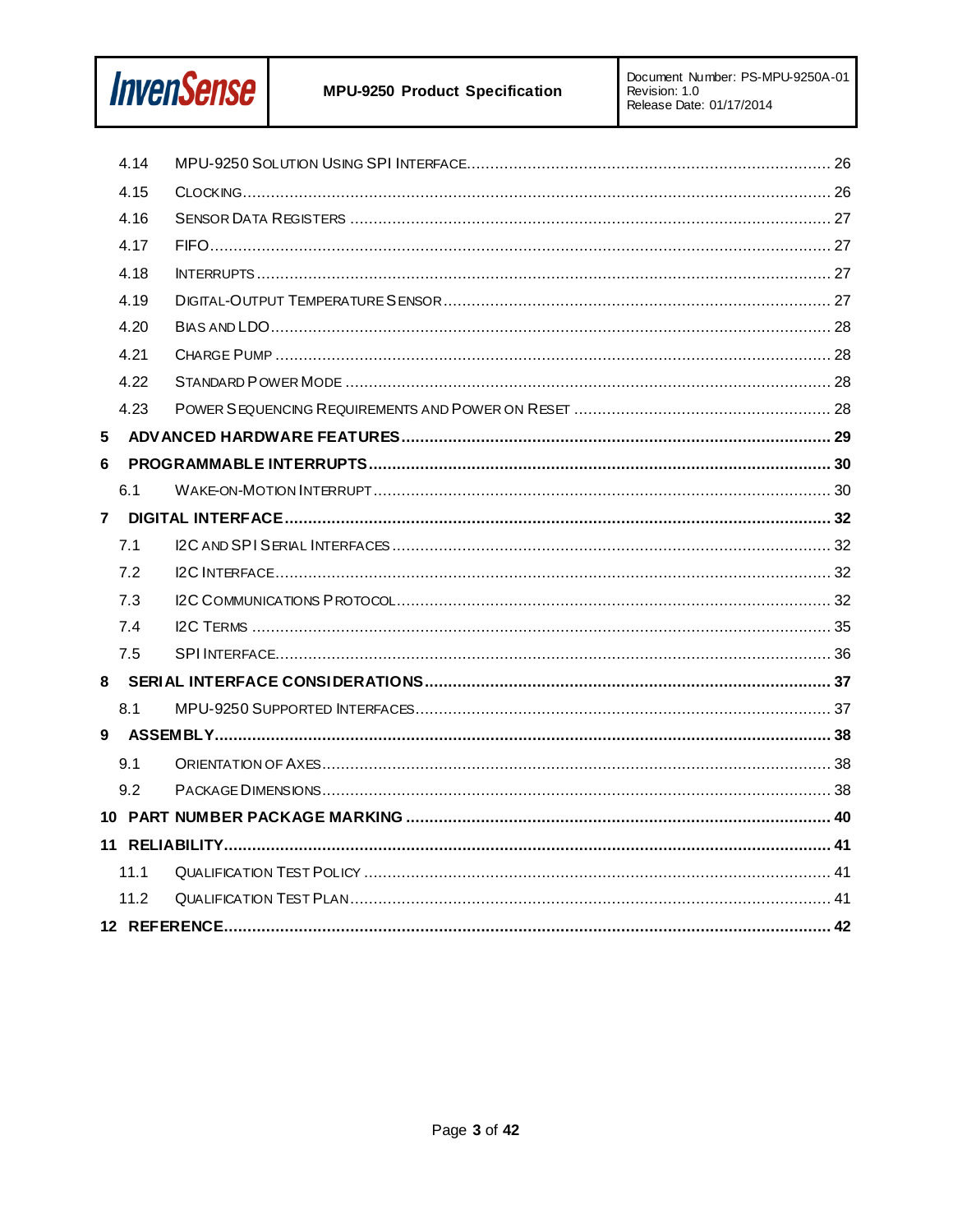4.14 MPU-9250 Solution Using SPI Interface ..... 26

4.15 Clocking ..... 26

4.16 Sensor Data Registers ..... 27

4.17 FIFO ..... 27

4.18 Interrupts ..... 27

4.19 Digital-Output Temperature Sensor ..... 27

4.20 Bias and LDO ..... 28

4.21 Charge Pump ..... 28

4.22 Standard Power Mode ..... 28

4.23 Power Sequencing Requirements and Power on Reset ..... 28

**5 ADVANCED HARDWARE FEATURES ..... 29**

**6 PROGRAMMABLE INTERRUPTS ..... 30**

6.1 Wake-on-Motion Interrupt ..... 30

**7 DIGITAL INTERFACE ..... 32**

7.1 I2C and SPI Serial Interfaces ..... 32

7.2 I2C Interface ..... 32

7.3 I2C Communications Protocol ..... 32

7.4 I2C Terms ..... 35

7.5 SPI Interface ..... 36

**8 SERIAL INTERFACE CONSIDERATIONS ..... 37**

8.1 MPU-9250 Supported Interfaces ..... 37

**9 ASSEMBLY ..... 38**

9.1 Orientation of Axes ..... 38

9.2 Package Dimensions ..... 38

**10 PART NUMBER PACKAGE MARKING ..... 40**

**11 RELIABILITY ..... 41**

11.1 Qualification Test Policy ..... 41

11.2 Qualification Test Plan ..... 41

**12 REFERENCE ..... 42**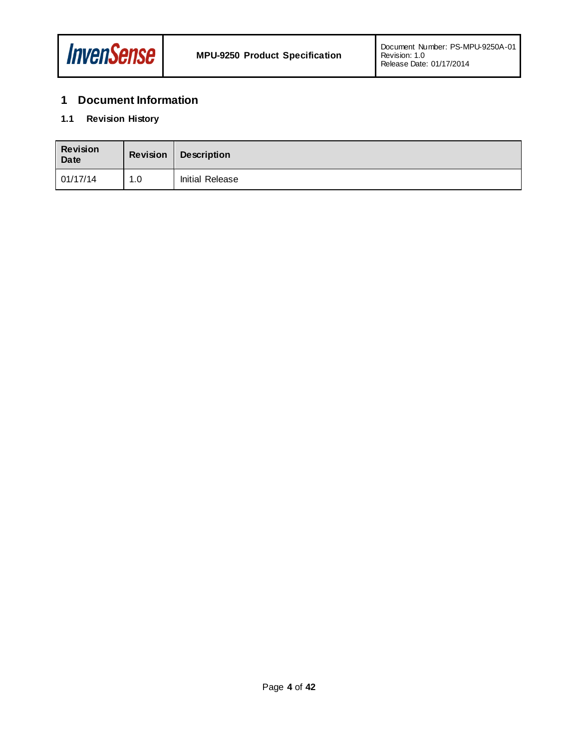# 1 Document Information

## 1.1 Revision History

| Revision Date | Revision | Description |
| --- | --- | --- |
| 01/17/14 | 1.0 | Initial Release |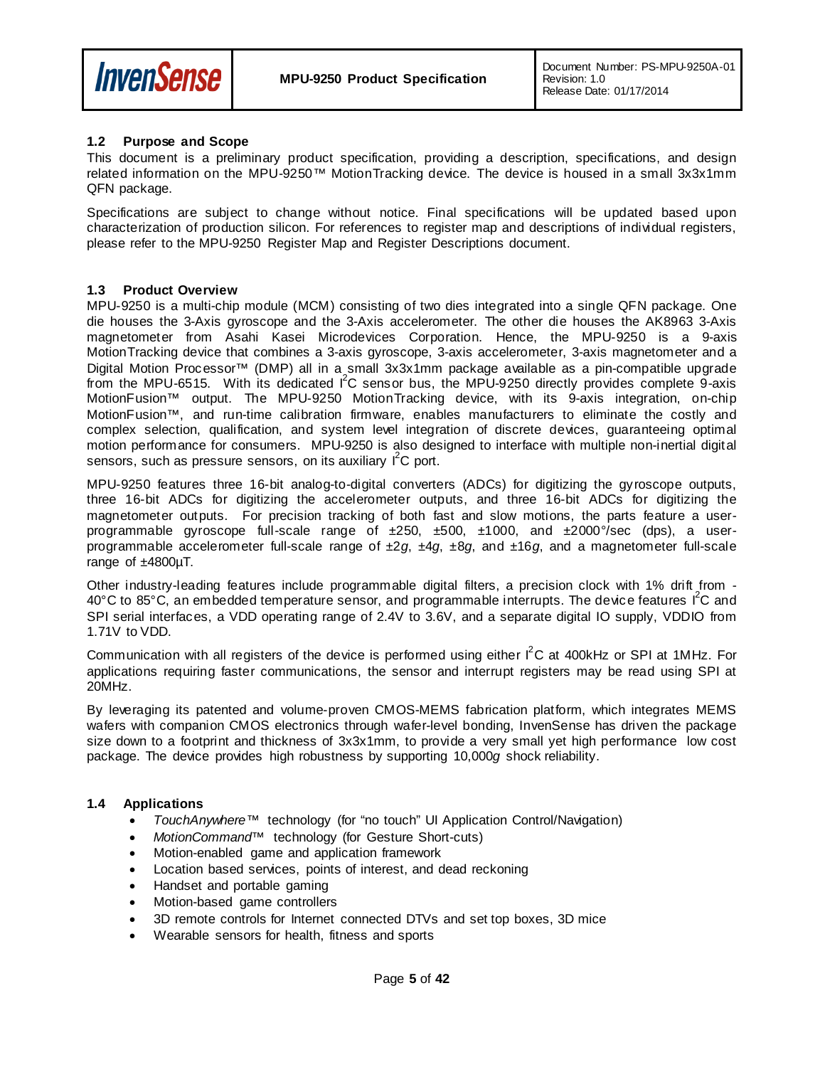## 1.2 Purpose and Scope

This document is a preliminary product specification, providing a description, specifications, and design related information on the MPU-9250™ MotionTracking device. The device is housed in a small 3x3x1mm QFN package.

Specifications are subject to change without notice. Final specifications will be updated based upon characterization of production silicon. For references to register map and descriptions of individual registers, please refer to the MPU-9250 Register Map and Register Descriptions document.

## 1.3 Product Overview

MPU-9250 is a multi-chip module (MCM) consisting of two dies integrated into a single QFN package. One die houses the 3-Axis gyroscope and the 3-Axis accelerometer. The other die houses the AK8963 3-Axis magnetometer from Asahi Kasei Microdevices Corporation. Hence, the MPU-9250 is a 9-axis MotionTracking device that combines a 3-axis gyroscope, 3-axis accelerometer, 3-axis magnetometer and a Digital Motion Processor™ (DMP) all in a small 3x3x1mm package available as a pin-compatible upgrade from the MPU-6515. With its dedicated $I^2C$ sensor bus, the MPU-9250 directly provides complete 9-axis MotionFusion™ output. The MPU-9250 MotionTracking device, with its 9-axis integration, on-chip MotionFusion™, and run-time calibration firmware, enables manufacturers to eliminate the costly and complex selection, qualification, and system level integration of discrete devices, guaranteeing optimal motion performance for consumers. MPU-9250 is also designed to interface with multiple non-inertial digital sensors, such as pressure sensors, on its auxiliary $I^2C$ port.

MPU-9250 features three 16-bit analog-to-digital converters (ADCs) for digitizing the gyroscope outputs, three 16-bit ADCs for digitizing the accelerometer outputs, and three 16-bit ADCs for digitizing the magnetometer outputs. For precision tracking of both fast and slow motions, the parts feature a user-programmable gyroscope full-scale range of ±250, ±500, ±1000, and ±2000°/sec (dps), a user-programmable accelerometer full-scale range of ±2*g*, ±4*g*, ±8*g*, and ±16*g*, and a magnetometer full-scale range of ±4800µT.

Other industry-leading features include programmable digital filters, a precision clock with 1% drift from -40°C to 85°C, an embedded temperature sensor, and programmable interrupts. The device features $I^2C$ and SPI serial interfaces, a VDD operating range of 2.4V to 3.6V, and a separate digital IO supply, VDDIO from 1.71V to VDD.

Communication with all registers of the device is performed using either $I^2C$ at 400kHz or SPI at 1MHz. For applications requiring faster communications, the sensor and interrupt registers may be read using SPI at 20MHz.

By leveraging its patented and volume-proven CMOS-MEMS fabrication platform, which integrates MEMS wafers with companion CMOS electronics through wafer-level bonding, InvenSense has driven the package size down to a footprint and thickness of 3x3x1mm, to provide a very small yet high performance low cost package. The device provides high robustness by supporting 10,000*g* shock reliability.

## 1.4 Applications

- *TouchAnywhere*™ technology (for "no touch" UI Application Control/Navigation)
- *MotionCommand*™ technology (for Gesture Short-cuts)
- Motion-enabled game and application framework
- Location based services, points of interest, and dead reckoning
- Handset and portable gaming
- Motion-based game controllers
- 3D remote controls for Internet connected DTVs and set top boxes, 3D mice
- Wearable sensors for health, fitness and sports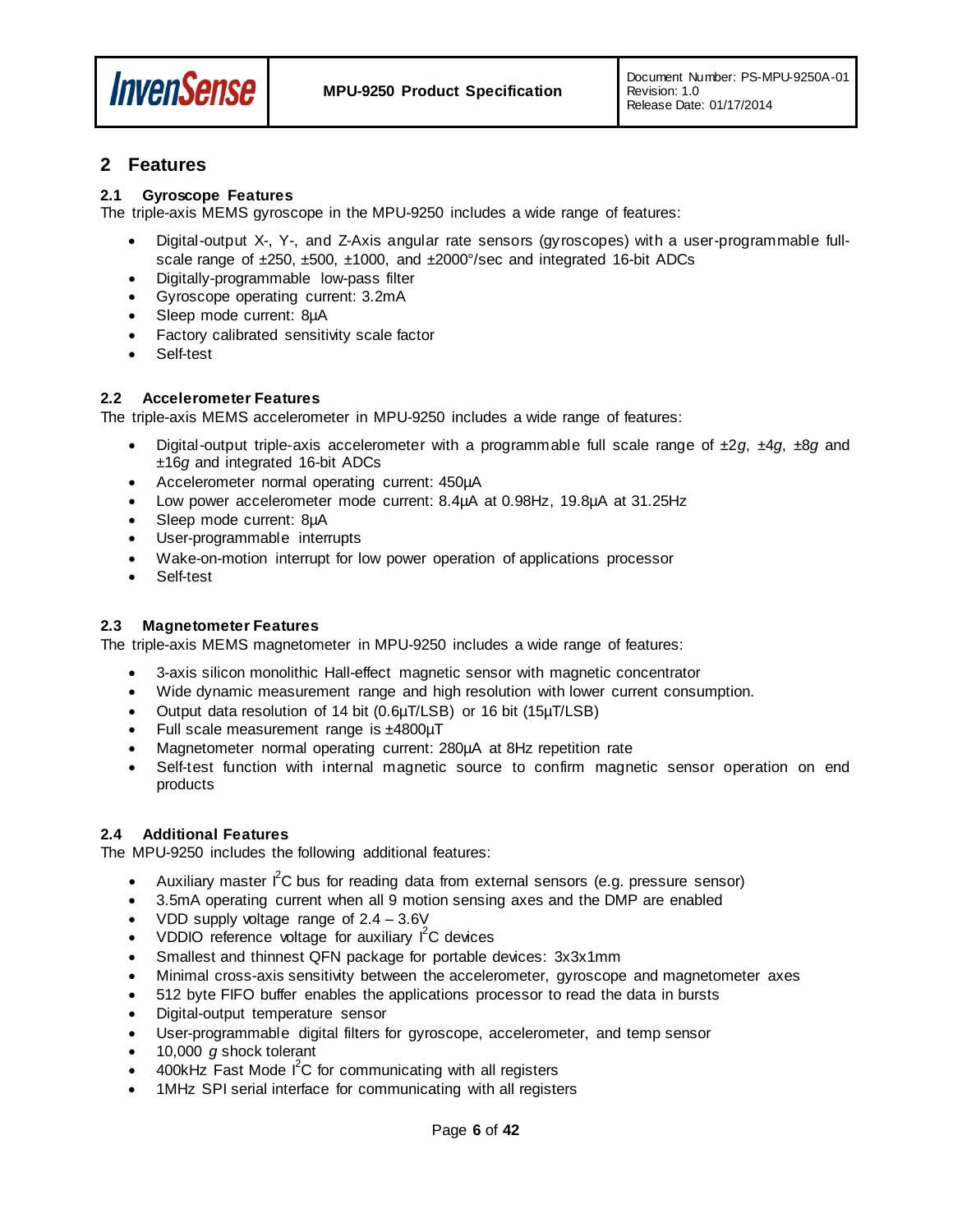## 2 Features

### 2.1 Gyroscope Features

The triple-axis MEMS gyroscope in the MPU-9250 includes a wide range of features:

- Digital-output X-, Y-, and Z-Axis angular rate sensors (gyroscopes) with a user-programmable full-scale range of ±250, ±500, ±1000, and ±2000°/sec and integrated 16-bit ADCs
- Digitally-programmable low-pass filter
- Gyroscope operating current: 3.2mA
- Sleep mode current: 8µA
- Factory calibrated sensitivity scale factor
- Self-test

### 2.2 Accelerometer Features

The triple-axis MEMS accelerometer in MPU-9250 includes a wide range of features:

- Digital-output triple-axis accelerometer with a programmable full scale range of ±2*g*, ±4*g*, ±8*g* and ±16*g* and integrated 16-bit ADCs
- Accelerometer normal operating current: 450µA
- Low power accelerometer mode current: 8.4µA at 0.98Hz, 19.8µA at 31.25Hz
- Sleep mode current: 8µA
- User-programmable interrupts
- Wake-on-motion interrupt for low power operation of applications processor
- Self-test

### 2.3 Magnetometer Features

The triple-axis MEMS magnetometer in MPU-9250 includes a wide range of features:

- 3-axis silicon monolithic Hall-effect magnetic sensor with magnetic concentrator
- Wide dynamic measurement range and high resolution with lower current consumption.
- Output data resolution of 14 bit (0.6µT/LSB) or 16 bit (15µT/LSB)
- Full scale measurement range is ±4800µT
- Magnetometer normal operating current: 280µA at 8Hz repetition rate
- Self-test function with internal magnetic source to confirm magnetic sensor operation on end products

### 2.4 Additional Features

The MPU-9250 includes the following additional features:

- Auxiliary master $I^2C$ bus for reading data from external sensors (e.g. pressure sensor)
- 3.5mA operating current when all 9 motion sensing axes and the DMP are enabled
- VDD supply voltage range of 2.4 – 3.6V
- VDDIO reference voltage for auxiliary $I^2C$ devices
- Smallest and thinnest QFN package for portable devices: 3x3x1mm
- Minimal cross-axis sensitivity between the accelerometer, gyroscope and magnetometer axes
- 512 byte FIFO buffer enables the applications processor to read the data in bursts
- Digital-output temperature sensor
- User-programmable digital filters for gyroscope, accelerometer, and temp sensor
- 10,000 *g* shock tolerant
- 400kHz Fast Mode $I^2C$ for communicating with all registers
- 1MHz SPI serial interface for communicating with all registers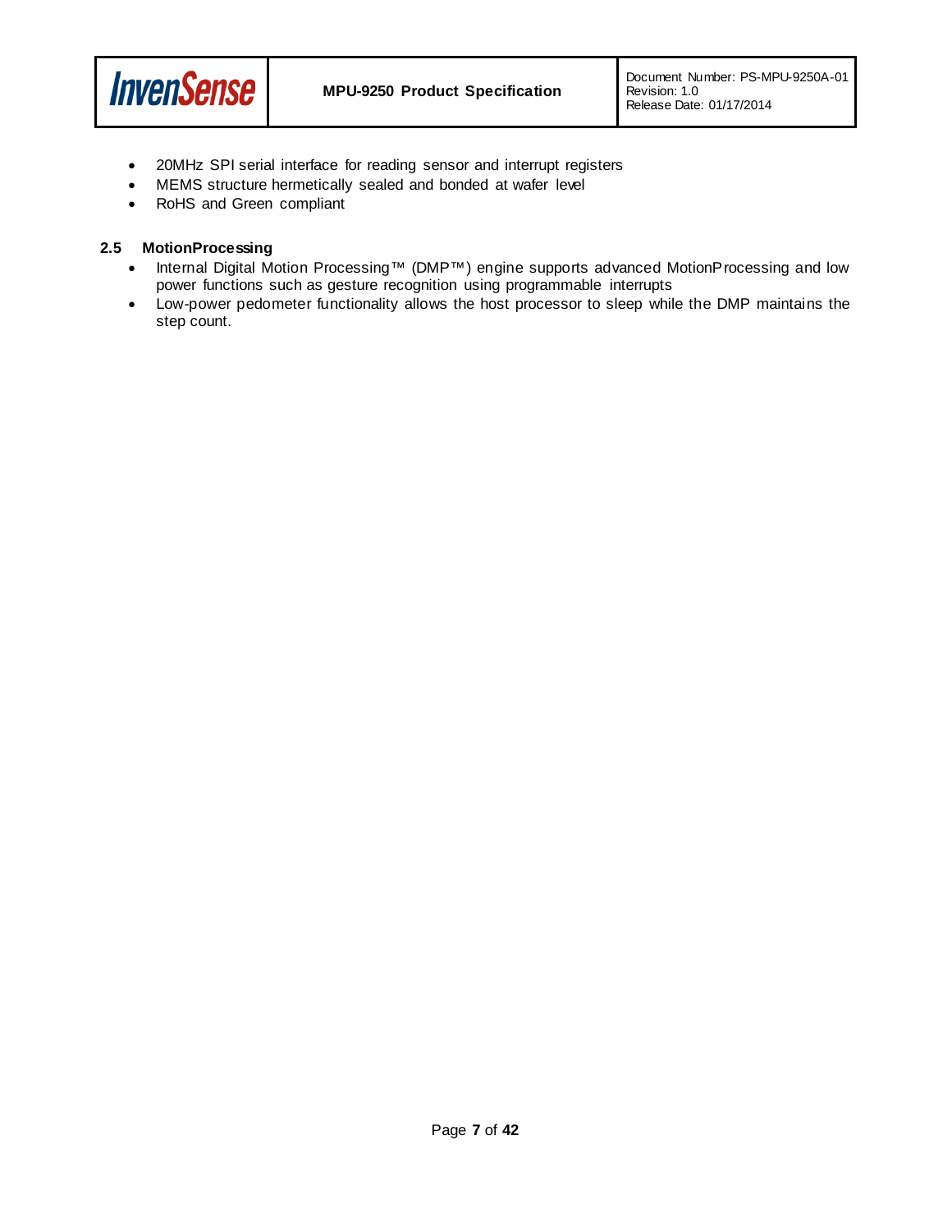- 20MHz SPI serial interface for reading sensor and interrupt registers
- MEMS structure hermetically sealed and bonded at wafer level
- RoHS and Green compliant

### 2.5 MotionProcessing

- Internal Digital Motion Processing™ (DMP™) engine supports advanced MotionProcessing and low power functions such as gesture recognition using programmable interrupts
- Low-power pedometer functionality allows the host processor to sleep while the DMP maintains the step count.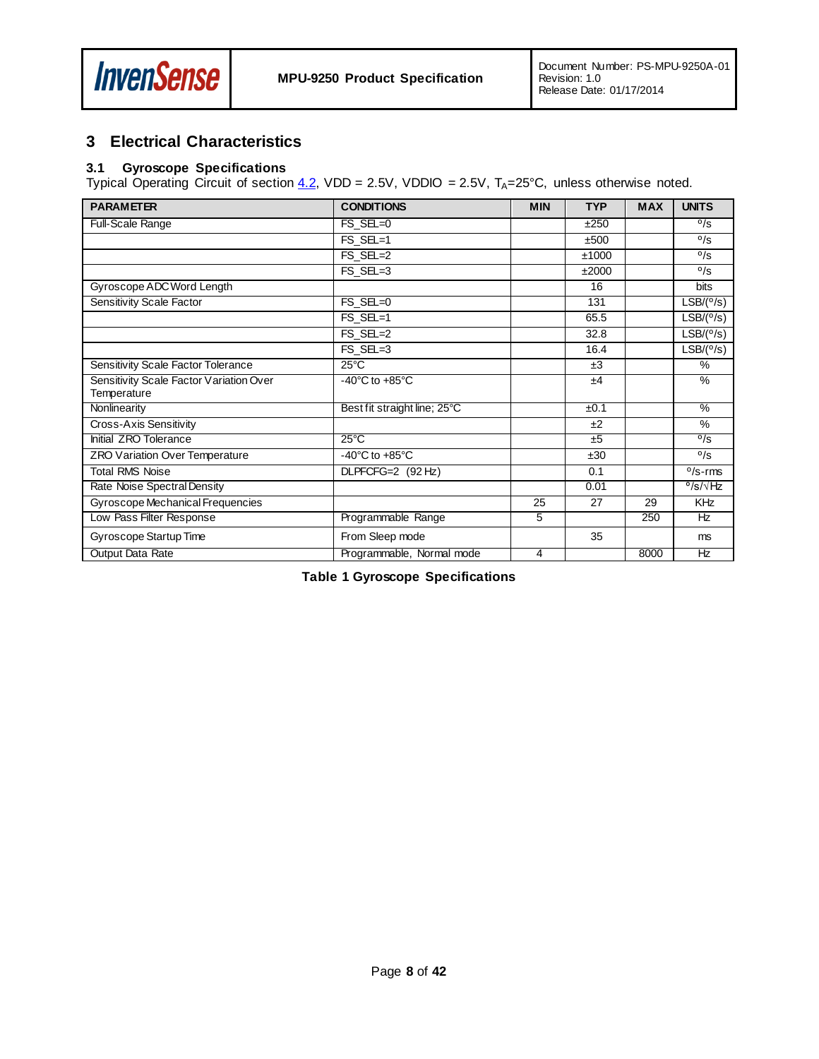# 3 Electrical Characteristics

## 3.1 Gyroscope Specifications

Typical Operating Circuit of section 4.2, VDD = 2.5V, VDDIO = 2.5V, $T_A$=25°C, unless otherwise noted.

| PARAMETER | CONDITIONS | MIN | TYP | MAX | UNITS |
|---|---|---|---|---|---|
| Full-Scale Range | FS_SEL=0 | | ±250 | | º/s |
| | FS_SEL=1 | | ±500 | | º/s |
| | FS_SEL=2 | | ±1000 | | º/s |
| | FS_SEL=3 | | ±2000 | | º/s |
| Gyroscope ADC Word Length | | | 16 | | bits |
| Sensitivity Scale Factor | FS_SEL=0 | | 131 | | LSB/(º/s) |
| | FS_SEL=1 | | 65.5 | | LSB/(º/s) |
| | FS_SEL=2 | | 32.8 | | LSB/(º/s) |
| | FS_SEL=3 | | 16.4 | | LSB/(º/s) |
| Sensitivity Scale Factor Tolerance | 25°C | | ±3 | | % |
| Sensitivity Scale Factor Variation Over Temperature | -40°C to +85°C | | ±4 | | % |
| Nonlinearity | Best fit straight line; 25°C | | ±0.1 | | % |
| Cross-Axis Sensitivity | | | ±2 | | % |
| Initial ZRO Tolerance | 25°C | | ±5 | | º/s |
| ZRO Variation Over Temperature | -40°C to +85°C | | ±30 | | º/s |
| Total RMS Noise | DLPFCFG=2 (92 Hz) | | 0.1 | | º/s-rms |
| Rate Noise Spectral Density | | | 0.01 | | º/s/√Hz |
| Gyroscope Mechanical Frequencies | | 25 | 27 | 29 | KHz |
| Low Pass Filter Response | Programmable Range | 5 | | 250 | Hz |
| Gyroscope Startup Time | From Sleep mode | | 35 | | ms |
| Output Data Rate | Programmable, Normal mode | 4 | | 8000 | Hz |

**Table 1 Gyroscope Specifications**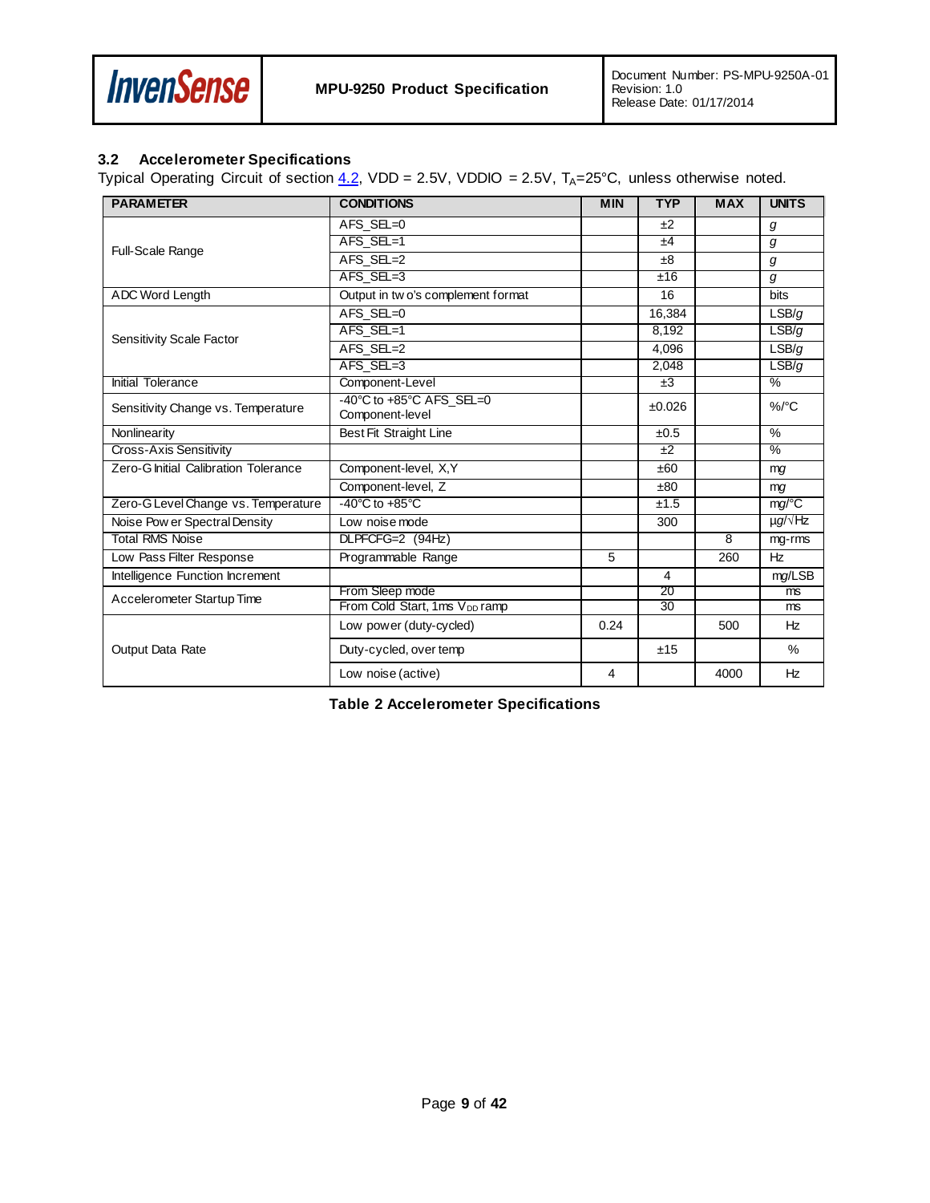### 3.2 Accelerometer Specifications

Typical Operating Circuit of section 4.2, VDD = 2.5V, VDDIO = 2.5V, $T_A$=25°C, unless otherwise noted.

| PARAMETER | CONDITIONS | MIN | TYP | MAX | UNITS |
|---|---|---|---|---|---|
| Full-Scale Range | AFS_SEL=0 | | ±2 | | *g* |
| | AFS_SEL=1 | | ±4 | | *g* |
| | AFS_SEL=2 | | ±8 | | *g* |
| | AFS_SEL=3 | | ±16 | | *g* |
| ADC Word Length | Output in two's complement format | | 16 | | bits |
| Sensitivity Scale Factor | AFS_SEL=0 | | 16,384 | | LSB/*g* |
| | AFS_SEL=1 | | 8,192 | | LSB/*g* |
| | AFS_SEL=2 | | 4,096 | | LSB/*g* |
| | AFS_SEL=3 | | 2,048 | | LSB/*g* |
| Initial Tolerance | Component-Level | | ±3 | | % |
| Sensitivity Change vs. Temperature | -40°C to +85°C AFS_SEL=0 Component-level | | ±0.026 | | %/°C |
| Nonlinearity | Best Fit Straight Line | | ±0.5 | | % |
| Cross-Axis Sensitivity | | | ±2 | | % |
| Zero-G Initial Calibration Tolerance | Component-level, X,Y | | ±60 | | m*g* |
| | Component-level, Z | | ±80 | | m*g* |
| Zero-G Level Change vs. Temperature | -40°C to +85°C | | ±1.5 | | m*g*/°C |
| Noise Power Spectral Density | Low noise mode | | 300 | | µ*g*/√Hz |
| Total RMS Noise | DLPFCFG=2 (94Hz) | | | 8 | m*g*-rms |
| Low Pass Filter Response | Programmable Range | 5 | | 260 | Hz |
| Intelligence Function Increment | | | 4 | | m*g*/LSB |
| Accelerometer Startup Time | From Sleep mode | | 20 | | ms |
| | From Cold Start, 1ms $V_{DD}$ ramp | | 30 | | ms |
| Output Data Rate | Low power (duty-cycled) | 0.24 | | 500 | Hz |
| | Duty-cycled, over temp | | ±15 | | % |
| | Low noise (active) | 4 | | 4000 | Hz |

**Table 2 Accelerometer Specifications**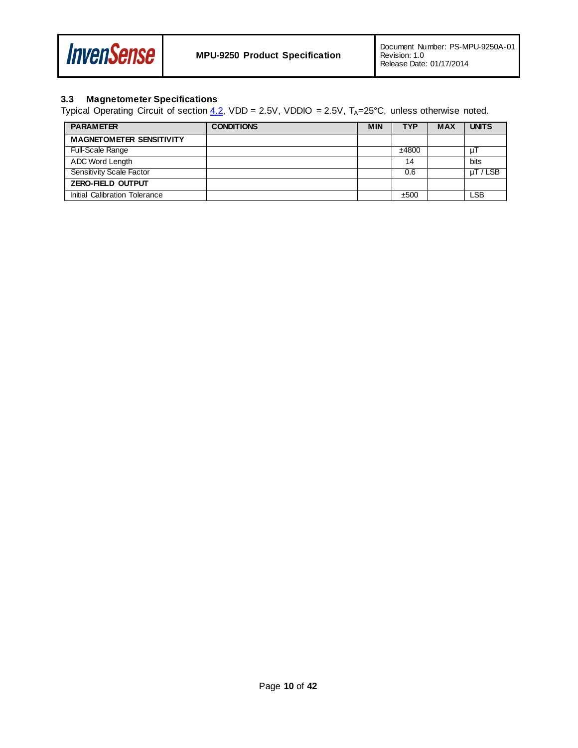### 3.3 Magnetometer Specifications

Typical Operating Circuit of section 4.2, VDD = 2.5V, VDDIO = 2.5V, $T_A$=25°C, unless otherwise noted.

| PARAMETER | CONDITIONS | MIN | TYP | MAX | UNITS |
|---|---|---|---|---|---|
| **MAGNETOMETER SENSITIVITY** | | | | | |
| Full-Scale Range | | | ±4800 | | µT |
| ADC Word Length | | | 14 | | bits |
| Sensitivity Scale Factor | | | 0.6 | | µT / LSB |
| **ZERO-FIELD OUTPUT** | | | | | |
| Initial Calibration Tolerance | | | ±500 | | LSB |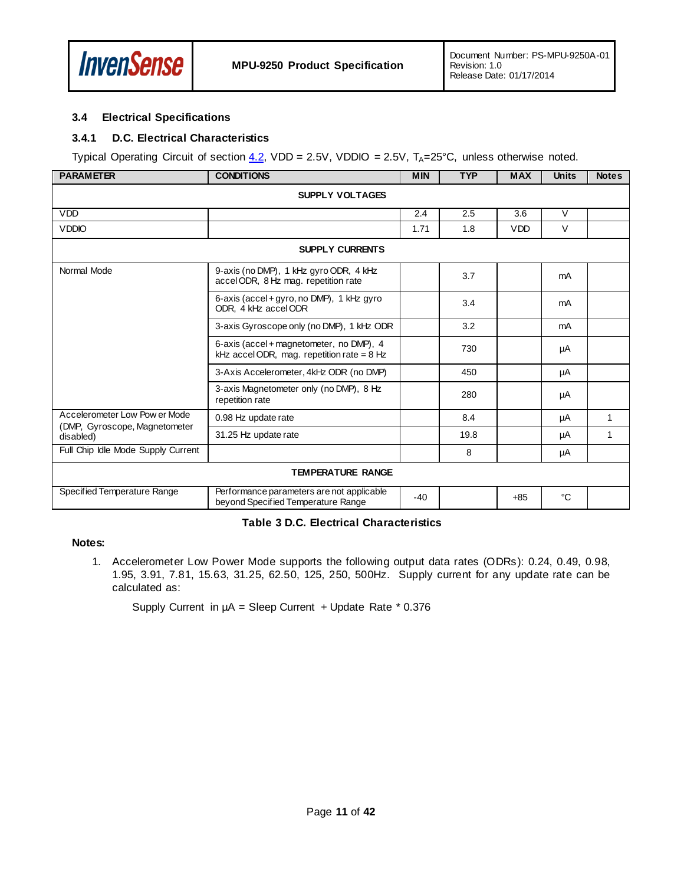### 3.4 Electrical Specifications

#### 3.4.1 D.C. Electrical Characteristics

Typical Operating Circuit of section 4.2, VDD = 2.5V, VDDIO = 2.5V, $T_A$=25°C, unless otherwise noted.

| PARAMETER | CONDITIONS | MIN | TYP | MAX | Units | Notes |
|---|---|---|---|---|---|---|
| **SUPPLY VOLTAGES** | | | | | | |
| VDD | | 2.4 | 2.5 | 3.6 | V | |
| VDDIO | | 1.71 | 1.8 | VDD | V | |
| **SUPPLY CURRENTS** | | | | | | |
| Normal Mode | 9-axis (no DMP), 1 kHz gyro ODR, 4 kHz accel ODR, 8 Hz mag. repetition rate | | 3.7 | | mA | |
| | 6-axis (accel + gyro, no DMP), 1 kHz gyro ODR, 4 kHz accel ODR | | 3.4 | | mA | |
| | 3-axis Gyroscope only (no DMP), 1 kHz ODR | | 3.2 | | mA | |
| | 6-axis (accel + magnetometer, no DMP), 4 kHz accel ODR, mag. repetition rate = 8 Hz | | 730 | | µA | |
| | 3-Axis Accelerometer, 4kHz ODR (no DMP) | | 450 | | µA | |
| | 3-axis Magnetometer only (no DMP), 8 Hz repetition rate | | 280 | | µA | |
| Accelerometer Low Power Mode (DMP, Gyroscope, Magnetometer disabled) | 0.98 Hz update rate | | 8.4 | | µA | 1 |
| | 31.25 Hz update rate | | 19.8 | | µA | 1 |
| Full Chip Idle Mode Supply Current | | | 8 | | µA | |
| **TEMPERATURE RANGE** | | | | | | |
| Specified Temperature Range | Performance parameters are not applicable beyond Specified Temperature Range | -40 | | +85 | °C | |

**Table 3 D.C. Electrical Characteristics**

**Notes:**

1. Accelerometer Low Power Mode supports the following output data rates (ODRs): 0.24, 0.49, 0.98, 1.95, 3.91, 7.81, 15.63, 31.25, 62.50, 125, 250, 500Hz. Supply current for any update rate can be calculated as:

   Supply Current in µA = Sleep Current + Update Rate * 0.376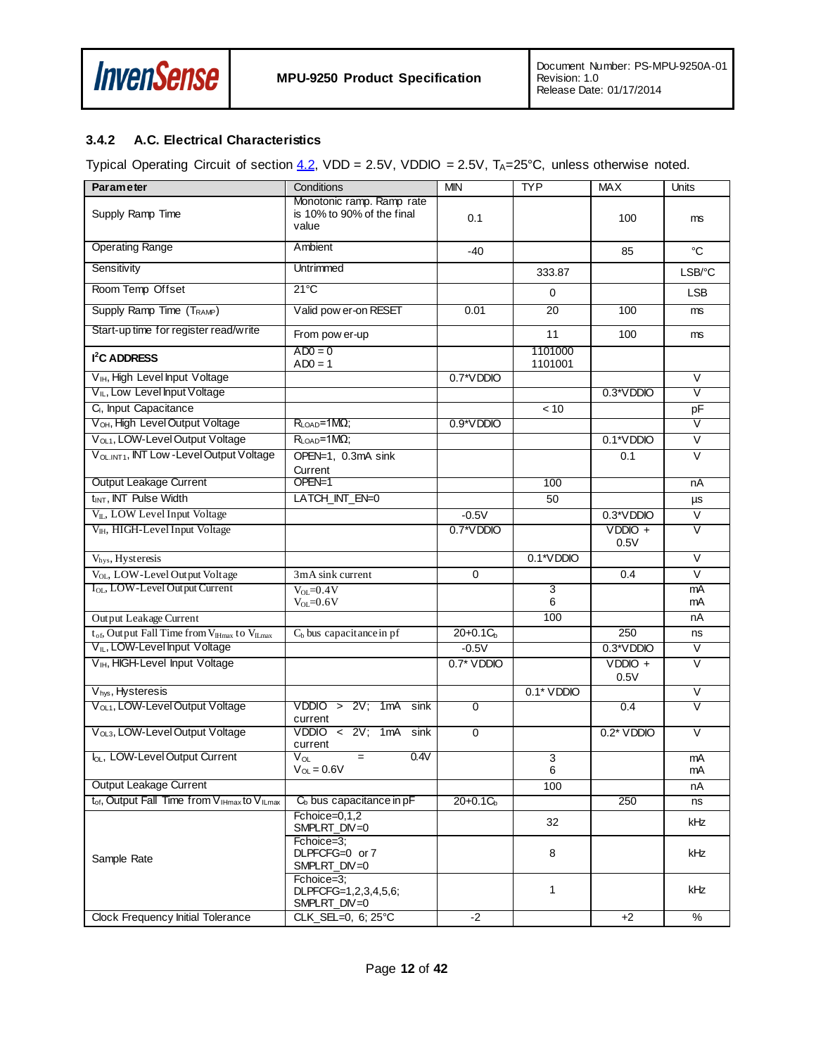### 3.4.2 A.C. Electrical Characteristics

Typical Operating Circuit of section 4.2, VDD = 2.5V, VDDIO = 2.5V, $T_A$=25°C, unless otherwise noted.

| **Parameter** | Conditions | MIN | TYP | MAX | Units |
|---|---|---|---|---|---|
| Supply Ramp Time | Monotonic ramp. Ramp rate is 10% to 90% of the final value | 0.1 | | 100 | ms |
| Operating Range | Ambient | -40 | | 85 | °C |
| Sensitivity | Untrimmed | | 333.87 | | LSB/°C |
| Room Temp Offset | 21°C | | 0 | | LSB |
| Supply Ramp Time ($T_{RAMP}$) | Valid power-on RESET | 0.01 | 20 | 100 | ms |
| Start-up time for register read/write | From power-up | | 11 | 100 | ms |
| **I²C ADDRESS** | AD0 = 0<br>AD0 = 1 | | 1101000<br>1101001 | | |
| $V_{IH}$, High Level Input Voltage | | 0.7*VDDIO | | | V |
| $V_{IL}$, Low Level Input Voltage | | | | 0.3*VDDIO | V |
| $C_I$, Input Capacitance | | | < 10 | | pF |
| $V_{OH}$, High Level Output Voltage | $R_{LOAD}$=1MΩ; | 0.9*VDDIO | | | V |
| $V_{OL1}$, LOW-Level Output Voltage | $R_{LOAD}$=1MΩ; | | | 0.1*VDDIO | V |
| $V_{OL.INT1}$, INT Low-Level Output Voltage | OPEN=1, 0.3mA sink Current | | | 0.1 | V |
| Output Leakage Current | OPEN=1 | | 100 | | nA |
| $t_{INT}$, INT Pulse Width | LATCH_INT_EN=0 | | 50 | | µs |
| $V_{IL}$, LOW Level Input Voltage | | -0.5V | | 0.3*VDDIO | V |
| $V_{IH}$, HIGH-Level Input Voltage | | 0.7*VDDIO | | VDDIO + 0.5V | V |
| $V_{hys}$, Hysteresis | | | 0.1*VDDIO | | V |
| $V_{OL}$, LOW-Level Output Voltage | 3mA sink current | 0 | | 0.4 | V |
| $I_{OL}$, LOW-Level Output Current | $V_{OL}$=0.4V<br>$V_{OL}$=0.6V | | 3<br>6 | | mA<br>mA |
| Output Leakage Current | | | 100 | | nA |
| $t_{of}$, Output Fall Time from $V_{IHmax}$ to $V_{ILmax}$ | $C_b$ bus capacitance in pf | 20+0.1$C_b$ | | 250 | ns |
| $V_{IL}$, LOW-Level Input Voltage | | -0.5V | | 0.3*VDDIO | V |
| $V_{IH}$, HIGH-Level Input Voltage | | 0.7* VDDIO | | VDDIO + 0.5V | V |
| $V_{hys}$, Hysteresis | | | 0.1* VDDIO | | V |
| $V_{OL1}$, LOW-Level Output Voltage | VDDIO > 2V; 1mA sink current | 0 | | 0.4 | V |
| $V_{OL3}$, LOW-Level Output Voltage | VDDIO < 2V; 1mA sink current | 0 | | 0.2* VDDIO | V |
| $I_{OL}$, LOW-Level Output Current | $V_{OL}$ = 0.4V<br>$V_{OL}$ = 0.6V | | 3<br>6 | | mA<br>mA |
| Output Leakage Current | | | 100 | | nA |
| $t_{of}$, Output Fall Time from $V_{IHmax}$ to $V_{ILmax}$ | $C_b$ bus capacitance in pF | 20+0.1$C_b$ | | 250 | ns |
| Sample Rate | Fchoice=0,1,2<br>SMPLRT_DIV=0 | | 32 | | kHz |
| | Fchoice=3;<br>DLPFCFG=0 or 7<br>SMPLRT_DIV=0 | | 8 | | kHz |
| | Fchoice=3;<br>DLPFCFG=1,2,3,4,5,6;<br>SMPLRT_DIV=0 | | 1 | | kHz |
| Clock Frequency Initial Tolerance | CLK_SEL=0, 6; 25°C | -2 | | +2 | % |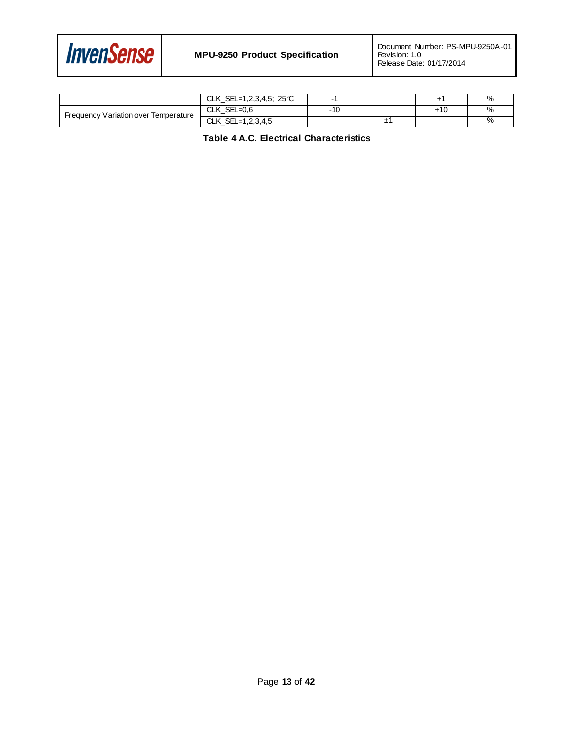| | CLK_SEL=1,2,3,4,5; 25°C | -1 | | +1 | % |
|---|---|---|---|---|---|
| Frequency Variation over Temperature | CLK_SEL=0,6 | -10 | | +10 | % |
| | CLK_SEL=1,2,3,4,5 | | ±1 | | % |

**Table 4 A.C. Electrical Characteristics**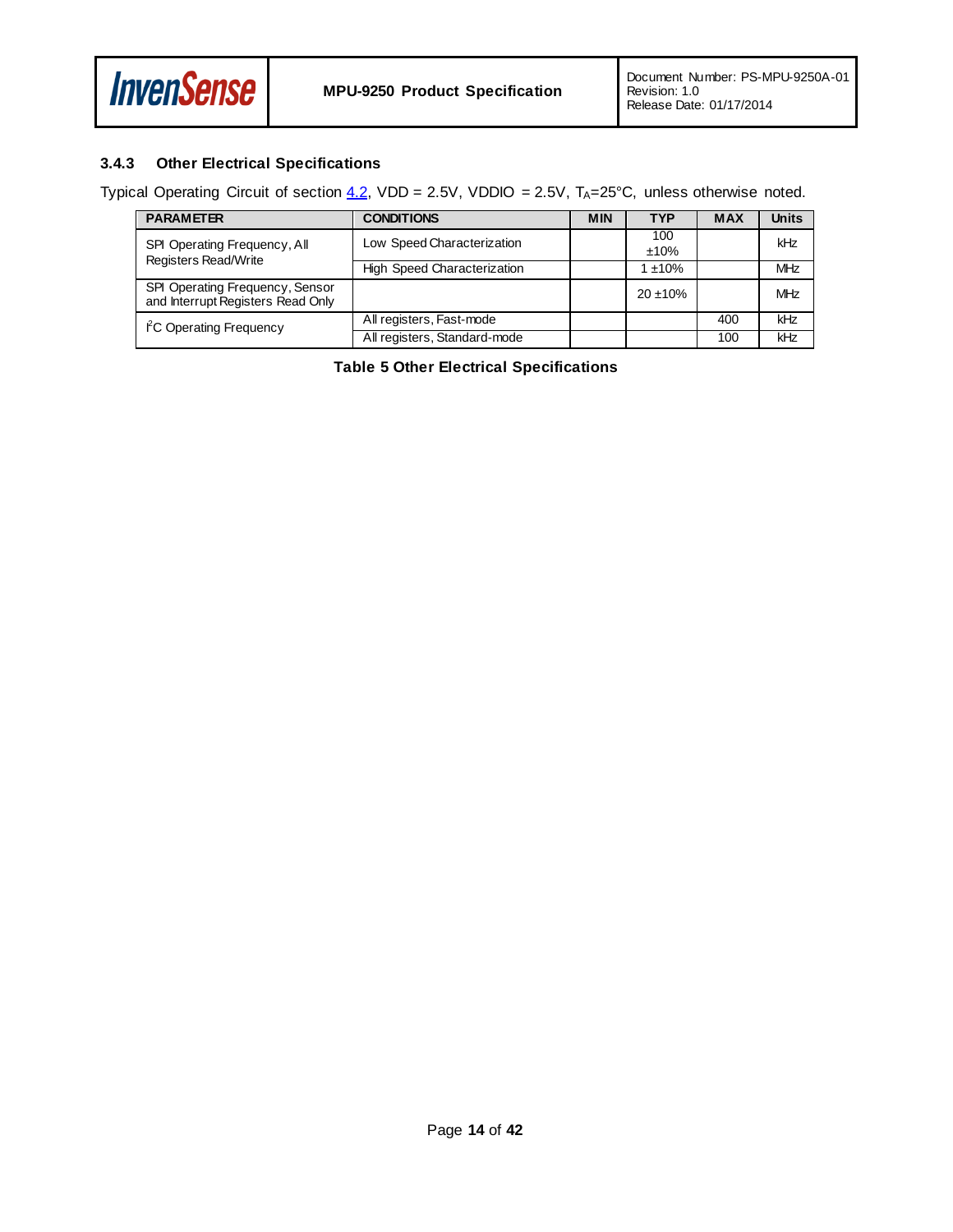### 3.4.3 Other Electrical Specifications

Typical Operating Circuit of section 4.2, VDD = 2.5V, VDDIO = 2.5V, $T_A$=25°C, unless otherwise noted.

| PARAMETER | CONDITIONS | MIN | TYP | MAX | Units |
|---|---|---|---|---|---|
| SPI Operating Frequency, All Registers Read/Write | Low Speed Characterization | | 100 ±10% | | kHz |
| | High Speed Characterization | | 1 ±10% | | MHz |
| SPI Operating Frequency, Sensor and Interrupt Registers Read Only | | | 20 ±10% | | MHz |
| $I^2C$ Operating Frequency | All registers, Fast-mode | | | 400 | kHz |
| | All registers, Standard-mode | | | 100 | kHz |

**Table 5 Other Electrical Specifications**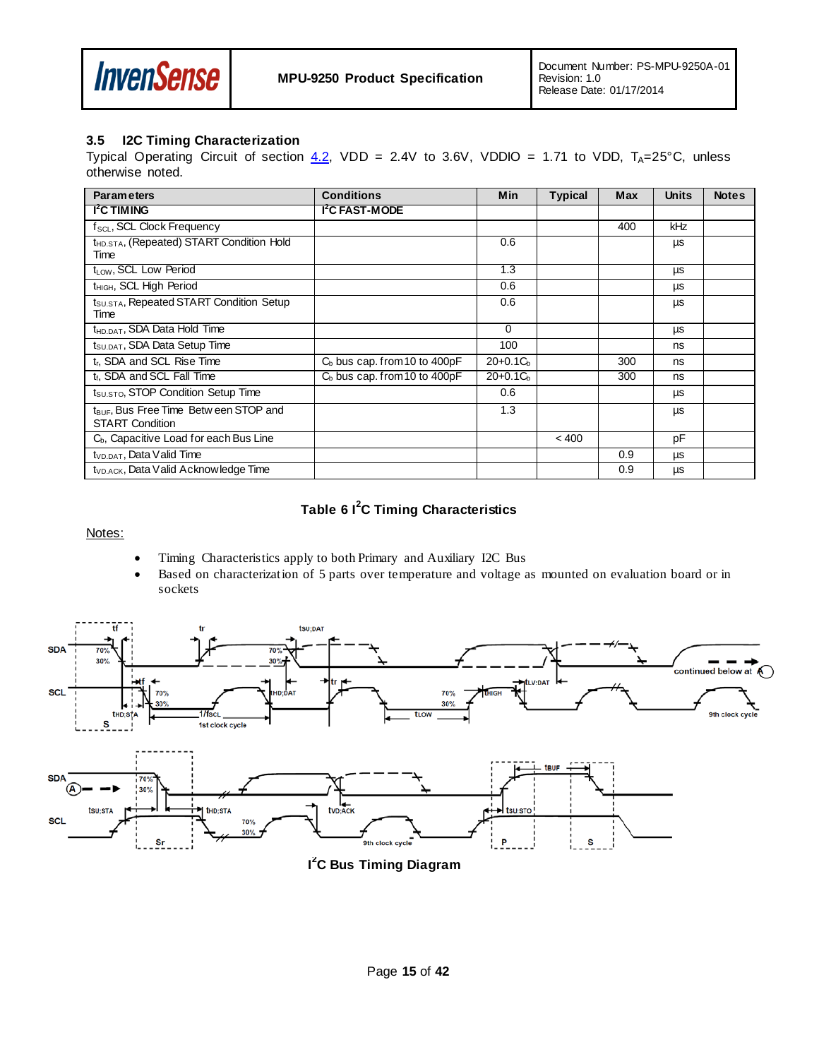## 3.5 I2C Timing Characterization

Typical Operating Circuit of section 4.2, VDD = 2.4V to 3.6V, VDDIO = 1.71 to VDD, $T_A$=25°C, unless otherwise noted.

| Parameters | Conditions | Min | Typical | Max | Units | Notes |
|---|---|---|---|---|---|---|
| **I²C TIMING** | **I²C FAST-MODE** | | | | | |
| $f_{SCL}$, SCL Clock Frequency | | | | 400 | kHz | |
| $t_{HD.STA}$, (Repeated) START Condition Hold Time | | 0.6 | | | µs | |
| $t_{LOW}$, SCL Low Period | | 1.3 | | | µs | |
| $t_{HIGH}$, SCL High Period | | 0.6 | | | µs | |
| $t_{SU.STA}$, Repeated START Condition Setup Time | | 0.6 | | | µs | |
| $t_{HD.DAT}$, SDA Data Hold Time | | 0 | | | µs | |
| $t_{SU.DAT}$, SDA Data Setup Time | | 100 | | | ns | |
| $t_r$, SDA and SCL Rise Time | $C_b$ bus cap. from 10 to 400pF | 20+0.1$C_b$ | | 300 | ns | |
| $t_f$, SDA and SCL Fall Time | $C_b$ bus cap. from 10 to 400pF | 20+0.1$C_b$ | | 300 | ns | |
| $t_{SU.STO}$, STOP Condition Setup Time | | 0.6 | | | µs | |
| $t_{BUF}$, Bus Free Time Between STOP and START Condition | | 1.3 | | | µs | |
| $C_b$, Capacitive Load for each Bus Line | | | < 400 | | pF | |
| $t_{VD.DAT}$, Data Valid Time | | | | 0.9 | µs | |
| $t_{VD.ACK}$, Data Valid Acknowledge Time | | | | 0.9 | µs | |

**Table 6 I²C Timing Characteristics**

Notes:

- Timing Characteristics apply to both Primary and Auxiliary I2C Bus
- Based on characterization of 5 parts over temperature and voltage as mounted on evaluation board or in sockets

**I²C Bus Timing Diagram**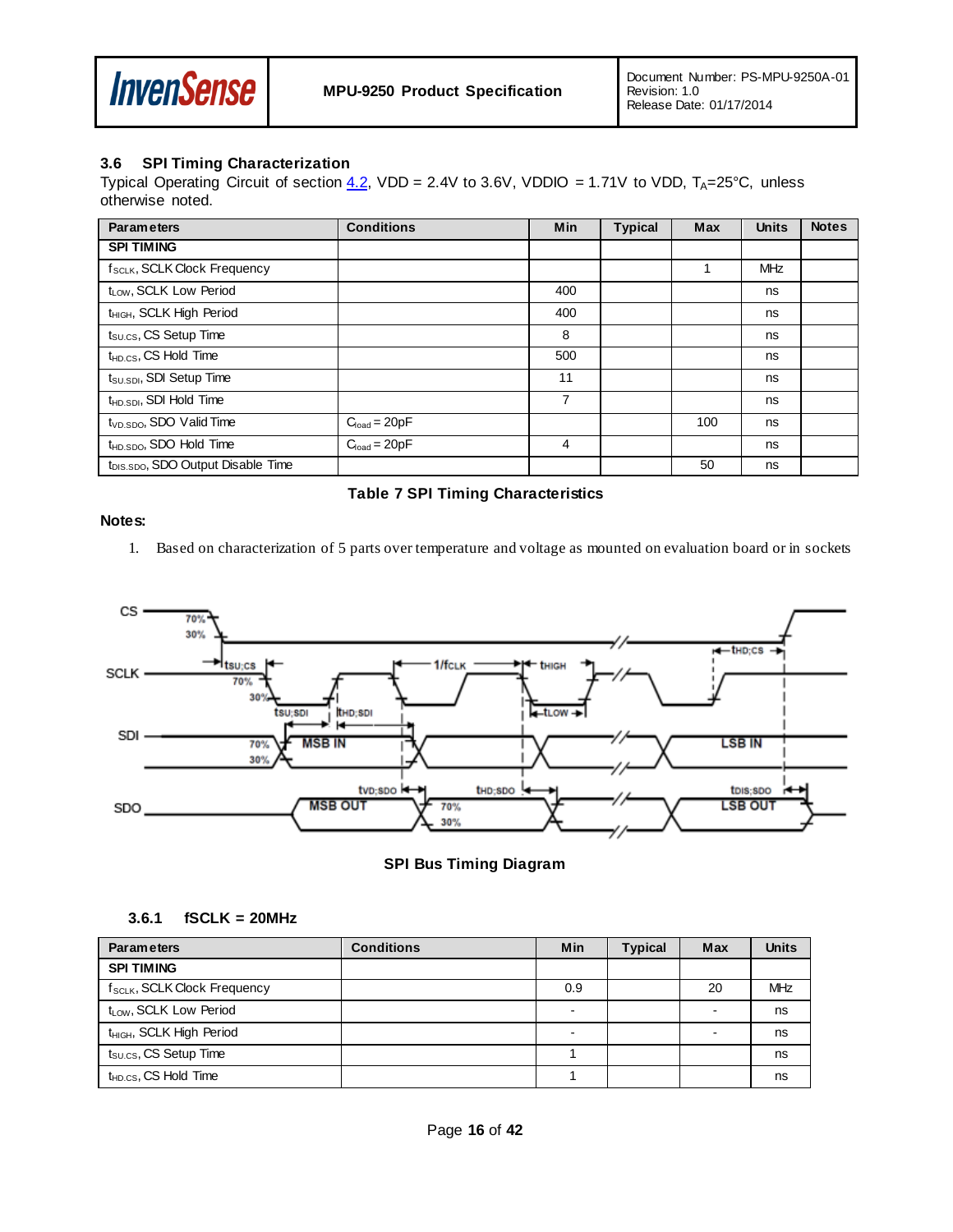### 3.6 SPI Timing Characterization

Typical Operating Circuit of section 4.2, VDD = 2.4V to 3.6V, VDDIO = 1.71V to VDD, $T_A$=25°C, unless otherwise noted.

| Parameters | Conditions | Min | Typical | Max | Units | Notes |
|---|---|---|---|---|---|---|
| **SPI TIMING** | | | | | | |
| $f_{SCLK}$, SCLK Clock Frequency | | | | 1 | MHz | |
| $t_{LOW}$, SCLK Low Period | | 400 | | | ns | |
| $t_{HIGH}$, SCLK High Period | | 400 | | | ns | |
| $t_{SU.CS}$, CS Setup Time | | 8 | | | ns | |
| $t_{HD.CS}$, CS Hold Time | | 500 | | | ns | |
| $t_{SU.SDI}$, SDI Setup Time | | 11 | | | ns | |
| $t_{HD.SDI}$, SDI Hold Time | | 7 | | | ns | |
| $t_{VD.SDO}$, SDO Valid Time | $C_{load}$ = 20pF | | | 100 | ns | |
| $t_{HD.SDO}$, SDO Hold Time | $C_{load}$ = 20pF | 4 | | | ns | |
| $t_{DIS.SDO}$, SDO Output Disable Time | | | | 50 | ns | |

**Table 7 SPI Timing Characteristics**

**Notes:**

1. Based on characterization of 5 parts over temperature and voltage as mounted on evaluation board or in sockets

**SPI Bus Timing Diagram**

#### 3.6.1 fSCLK = 20MHz

| Parameters | Conditions | Min | Typical | Max | Units |
|---|---|---|---|---|---|
| **SPI TIMING** | | | | | |
| $f_{SCLK}$, SCLK Clock Frequency | | 0.9 | | 20 | MHz |
| $t_{LOW}$, SCLK Low Period | | - | | - | ns |
| $t_{HIGH}$, SCLK High Period | | - | | - | ns |
| $t_{SU.CS}$, CS Setup Time | | 1 | | | ns |
| $t_{HD.CS}$, CS Hold Time | | 1 | | | ns |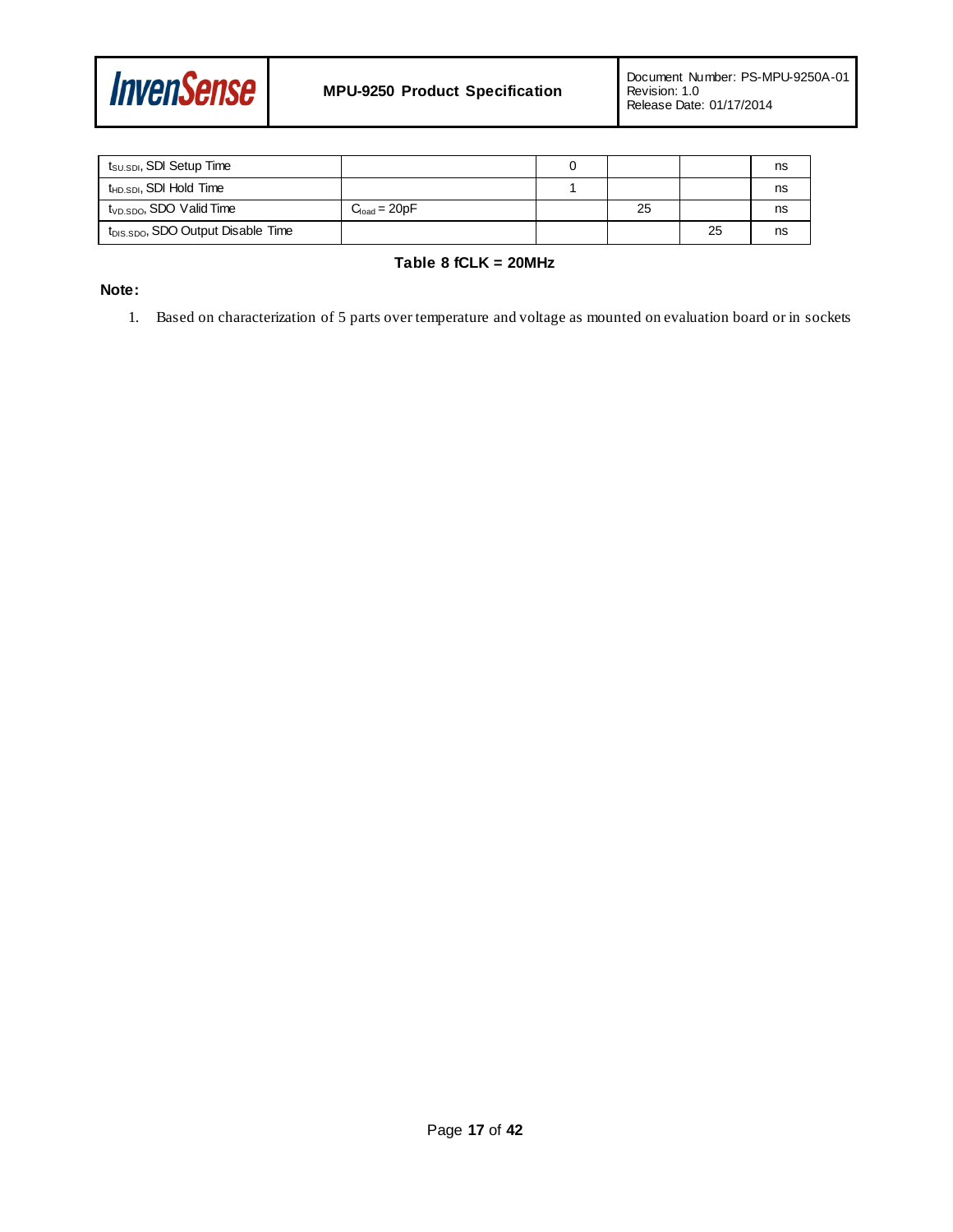| | | | | | |
|---|---|---|---|---|---|
| $t_{SU.SDI}$, SDI Setup Time | | 0 | | | ns |
| $t_{HD.SDI}$, SDI Hold Time | | 1 | | | ns |
| $t_{VD.SDO}$, SDO Valid Time | $C_{load}$ = 20pF | | 25 | | ns |
| $t_{DIS.SDO}$, SDO Output Disable Time | | | | 25 | ns |

**Table 8 fCLK = 20MHz**

**Note:**

1. Based on characterization of 5 parts over temperature and voltage as mounted on evaluation board or in sockets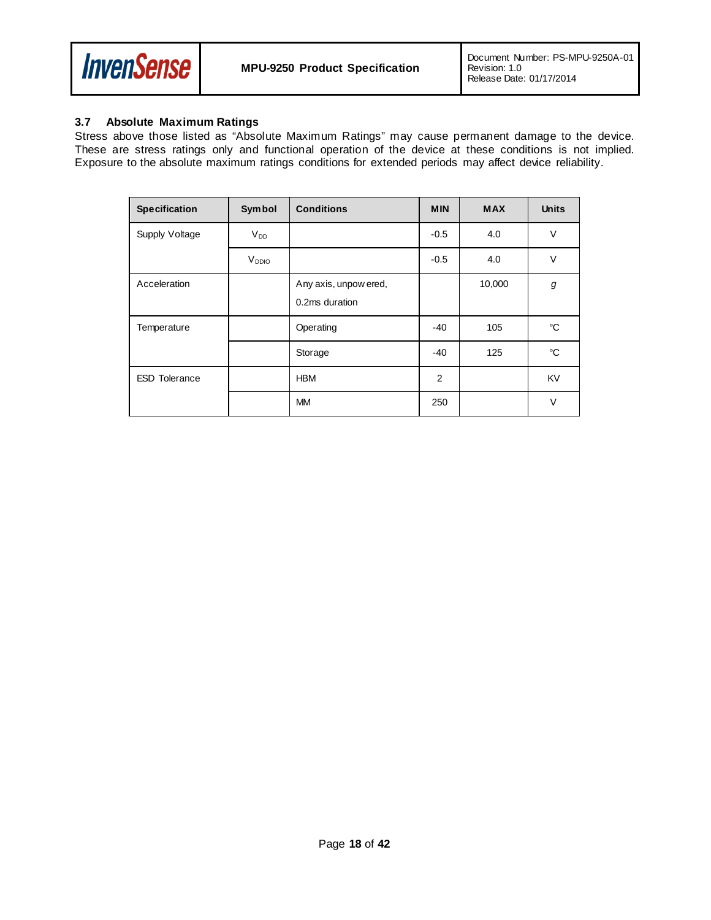### 3.7 Absolute Maximum Ratings

Stress above those listed as "Absolute Maximum Ratings" may cause permanent damage to the device. These are stress ratings only and functional operation of the device at these conditions is not implied. Exposure to the absolute maximum ratings conditions for extended periods may affect device reliability.

| Specification | Symbol | Conditions | MIN | MAX | Units |
|---|---|---|---|---|---|
| Supply Voltage | $V_{DD}$ | | -0.5 | 4.0 | V |
| | $V_{DDIO}$ | | -0.5 | 4.0 | V |
| Acceleration | | Any axis, unpowered, 0.2ms duration | | 10,000 | *g* |
| Temperature | | Operating | -40 | 105 | °C |
| | | Storage | -40 | 125 | °C |
| ESD Tolerance | | HBM | 2 | | KV |
| | | MM | 250 | | V |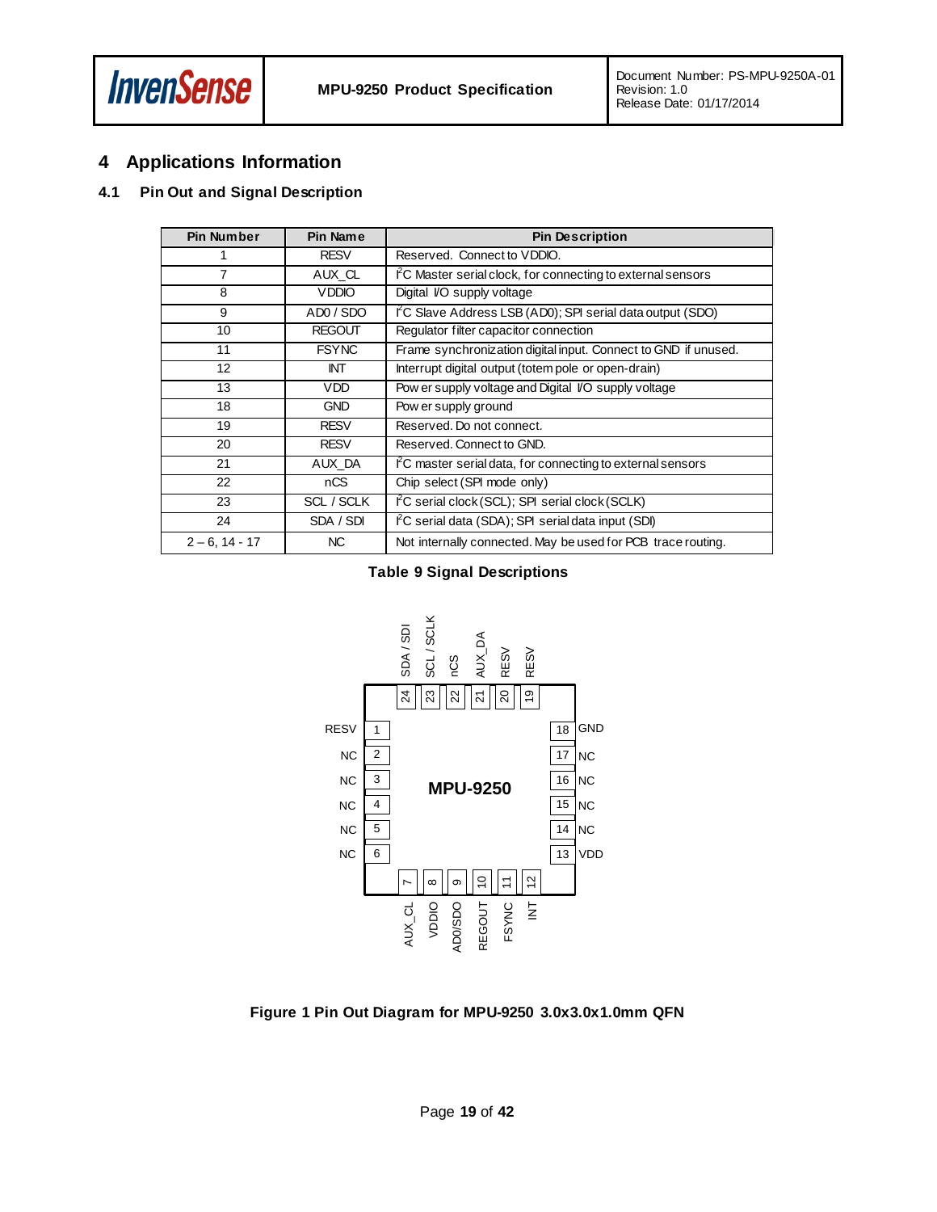# 4 Applications Information

## 4.1 Pin Out and Signal Description

| Pin Number | Pin Name | Pin Description |
|---|---|---|
| 1 | RESV | Reserved. Connect to VDDIO. |
| 7 | AUX_CL | I²C Master serial clock, for connecting to external sensors |
| 8 | VDDIO | Digital I/O supply voltage |
| 9 | AD0 / SDO | I²C Slave Address LSB (AD0); SPI serial data output (SDO) |
| 10 | REGOUT | Regulator filter capacitor connection |
| 11 | FSYNC | Frame synchronization digital input. Connect to GND if unused. |
| 12 | INT | Interrupt digital output (totem pole or open-drain) |
| 13 | VDD | Power supply voltage and Digital I/O supply voltage |
| 18 | GND | Power supply ground |
| 19 | RESV | Reserved. Do not connect. |
| 20 | RESV | Reserved. Connect to GND. |
| 21 | AUX_DA | I²C master serial data, for connecting to external sensors |
| 22 | nCS | Chip select (SPI mode only) |
| 23 | SCL / SCLK | I²C serial clock (SCL); SPI serial clock (SCLK) |
| 24 | SDA / SDI | I²C serial data (SDA); SPI serial data input (SDI) |
| 2 – 6, 14 - 17 | NC | Not internally connected. May be used for PCB trace routing. |

**Table 9 Signal Descriptions**

**Figure 1 Pin Out Diagram for MPU-9250 3.0x3.0x1.0mm QFN**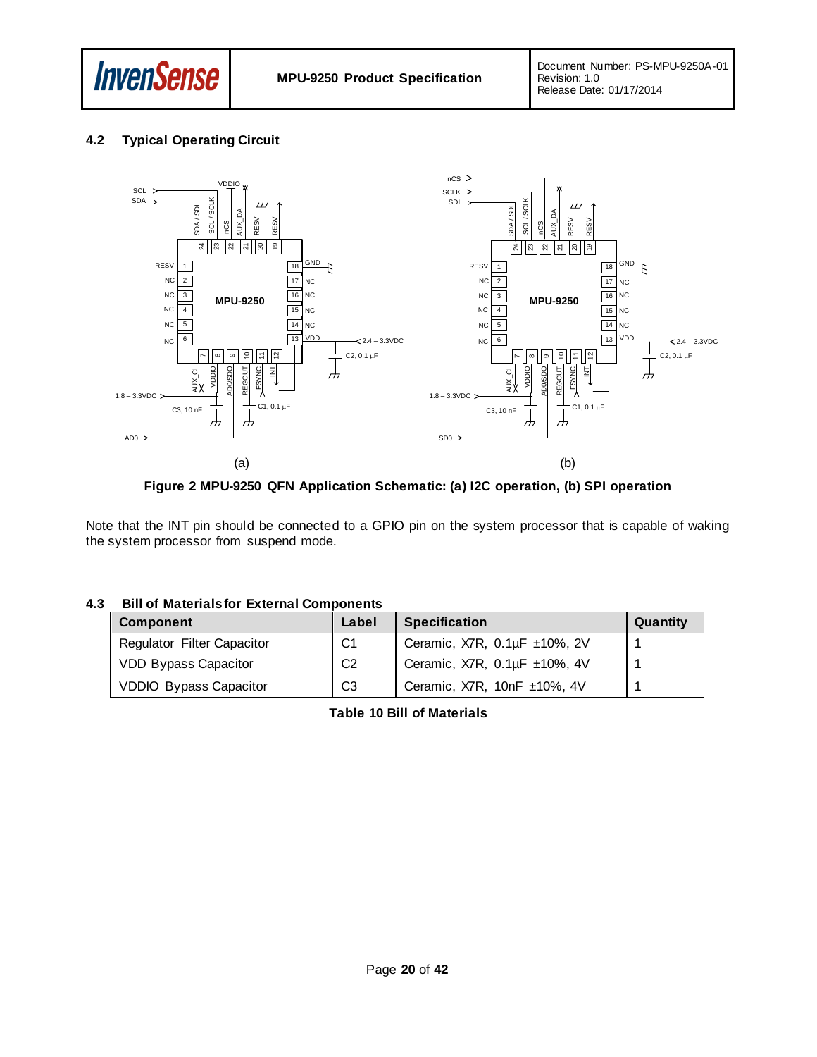## 4.2 Typical Operating Circuit

**Figure 2 MPU-9250 QFN Application Schematic: (a) I2C operation, (b) SPI operation**

Note that the INT pin should be connected to a GPIO pin on the system processor that is capable of waking the system processor from suspend mode.

## 4.3 Bill of Materials for External Components

| Component | Label | Specification | Quantity |
|---|---|---|---|
| Regulator Filter Capacitor | C1 | Ceramic, X7R, 0.1µF ±10%, 2V | 1 |
| VDD Bypass Capacitor | C2 | Ceramic, X7R, 0.1µF ±10%, 4V | 1 |
| VDDIO Bypass Capacitor | C3 | Ceramic, X7R, 10nF ±10%, 4V | 1 |

**Table 10 Bill of Materials**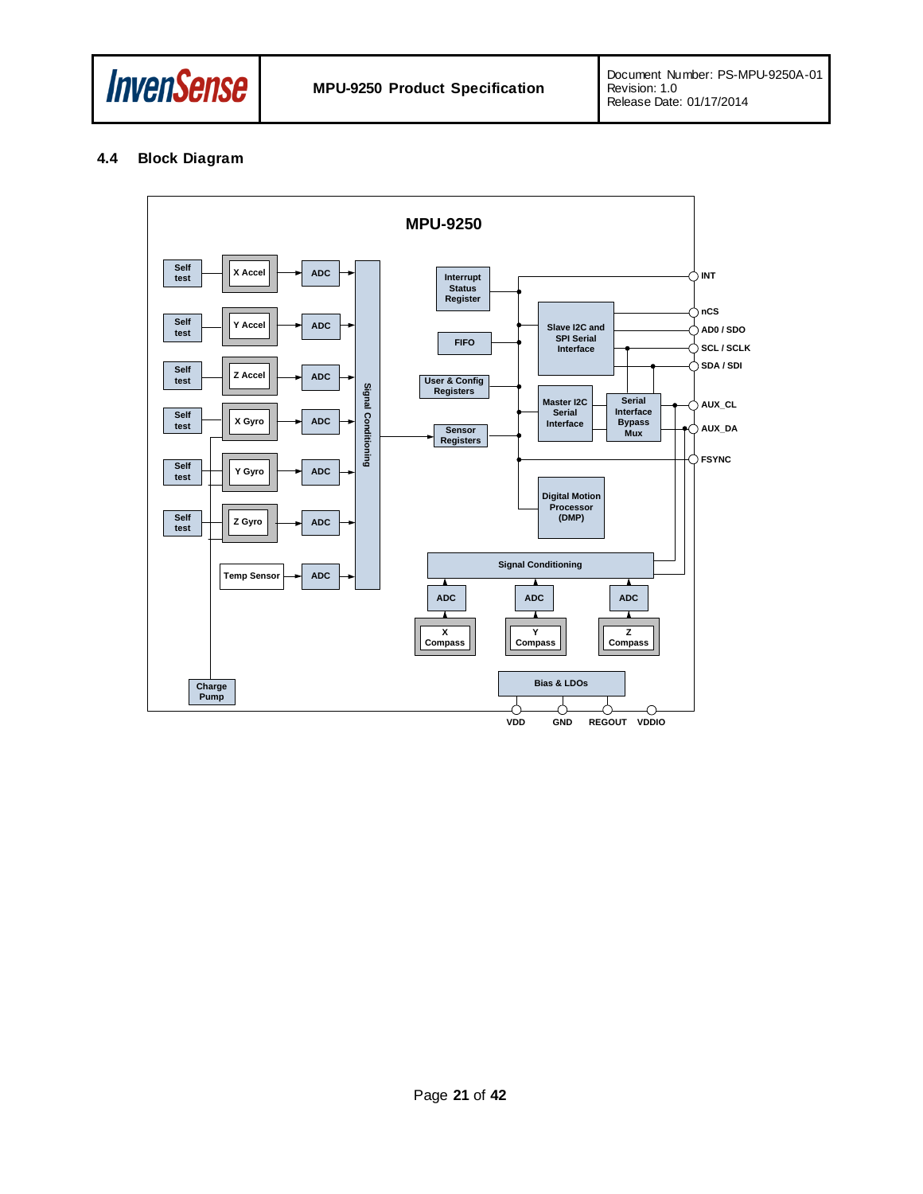### 4.4 Block Diagram

MPU-9250

Self test | X Accel | ADC
Self test | Y Accel | ADC
Self test | Z Accel | ADC
Self test | X Gyro | ADC
Self test | Y Gyro | ADC
Self test | Z Gyro | ADC
Temp Sensor | ADC

Signal Conditioning

Interrupt Status Register

FIFO

User & Config Registers

Sensor Registers

Slave I2C and SPI Serial Interface

Master I2C Serial Interface

Serial Interface Bypass Mux

Digital Motion Processor (DMP)

Signal Conditioning

ADC | ADC | ADC

X Compass | Y Compass | Z Compass

Charge Pump

Bias & LDOs

INT, nCS, AD0 / SDO, SCL / SCLK, SDA / SDI, AUX_CL, AUX_DA, FSYNC

VDD, GND, REGOUT, VDDIO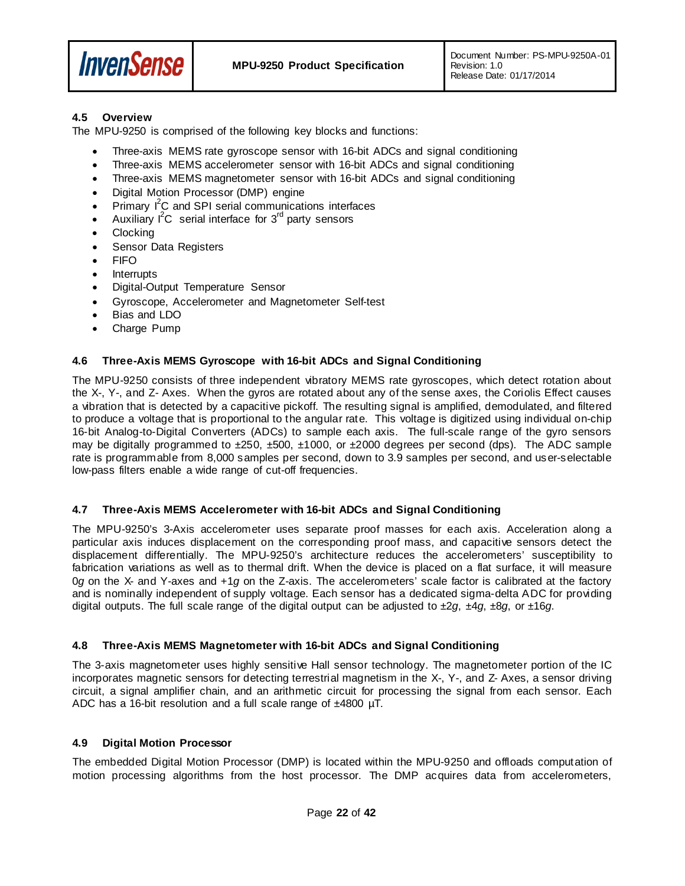### 4.5 Overview

The MPU-9250 is comprised of the following key blocks and functions:

- Three-axis MEMS rate gyroscope sensor with 16-bit ADCs and signal conditioning
- Three-axis MEMS accelerometer sensor with 16-bit ADCs and signal conditioning
- Three-axis MEMS magnetometer sensor with 16-bit ADCs and signal conditioning
- Digital Motion Processor (DMP) engine
- Primary $I^2C$ and SPI serial communications interfaces
- Auxiliary $I^2C$ serial interface for $3^{rd}$ party sensors
- Clocking
- Sensor Data Registers
- FIFO
- Interrupts
- Digital-Output Temperature Sensor
- Gyroscope, Accelerometer and Magnetometer Self-test
- Bias and LDO
- Charge Pump

### 4.6 Three-Axis MEMS Gyroscope with 16-bit ADCs and Signal Conditioning

The MPU-9250 consists of three independent vibratory MEMS rate gyroscopes, which detect rotation about the X-, Y-, and Z- Axes. When the gyros are rotated about any of the sense axes, the Coriolis Effect causes a vibration that is detected by a capacitive pickoff. The resulting signal is amplified, demodulated, and filtered to produce a voltage that is proportional to the angular rate. This voltage is digitized using individual on-chip 16-bit Analog-to-Digital Converters (ADCs) to sample each axis. The full-scale range of the gyro sensors may be digitally programmed to ±250, ±500, ±1000, or ±2000 degrees per second (dps). The ADC sample rate is programmable from 8,000 samples per second, down to 3.9 samples per second, and user-selectable low-pass filters enable a wide range of cut-off frequencies.

### 4.7 Three-Axis MEMS Accelerometer with 16-bit ADCs and Signal Conditioning

The MPU-9250's 3-Axis accelerometer uses separate proof masses for each axis. Acceleration along a particular axis induces displacement on the corresponding proof mass, and capacitive sensors detect the displacement differentially. The MPU-9250's architecture reduces the accelerometers' susceptibility to fabrication variations as well as to thermal drift. When the device is placed on a flat surface, it will measure 0*g* on the X- and Y-axes and +1*g* on the Z-axis. The accelerometers' scale factor is calibrated at the factory and is nominally independent of supply voltage. Each sensor has a dedicated sigma-delta ADC for providing digital outputs. The full scale range of the digital output can be adjusted to ±2*g*, ±4*g*, ±8*g*, or ±16*g*.

### 4.8 Three-Axis MEMS Magnetometer with 16-bit ADCs and Signal Conditioning

The 3-axis magnetometer uses highly sensitive Hall sensor technology. The magnetometer portion of the IC incorporates magnetic sensors for detecting terrestrial magnetism in the X-, Y-, and Z- Axes, a sensor driving circuit, a signal amplifier chain, and an arithmetic circuit for processing the signal from each sensor. Each ADC has a 16-bit resolution and a full scale range of ±4800 µT.

### 4.9 Digital Motion Processor

The embedded Digital Motion Processor (DMP) is located within the MPU-9250 and offloads computation of motion processing algorithms from the host processor. The DMP acquires data from accelerometers,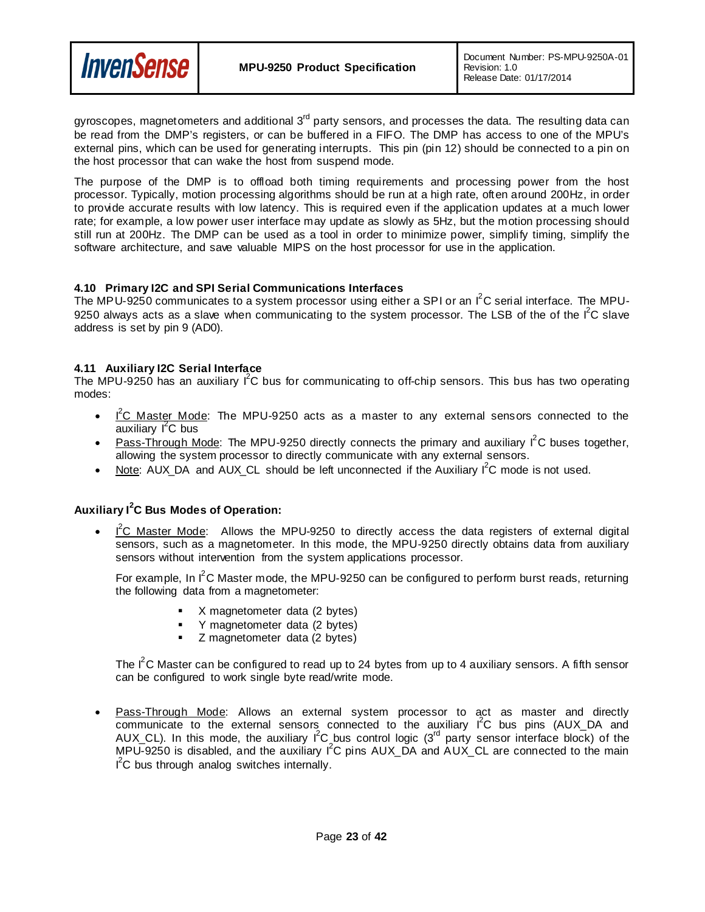gyroscopes, magnetometers and additional 3rd party sensors, and processes the data. The resulting data can be read from the DMP's registers, or can be buffered in a FIFO. The DMP has access to one of the MPU's external pins, which can be used for generating interrupts. This pin (pin 12) should be connected to a pin on the host processor that can wake the host from suspend mode.

The purpose of the DMP is to offload both timing requirements and processing power from the host processor. Typically, motion processing algorithms should be run at a high rate, often around 200Hz, in order to provide accurate results with low latency. This is required even if the application updates at a much lower rate; for example, a low power user interface may update as slowly as 5Hz, but the motion processing should still run at 200Hz. The DMP can be used as a tool in order to minimize power, simplify timing, simplify the software architecture, and save valuable MIPS on the host processor for use in the application.

### 4.10 Primary I2C and SPI Serial Communications Interfaces

The MPU-9250 communicates to a system processor using either a SPI or an I$^2$C serial interface. The MPU-9250 always acts as a slave when communicating to the system processor. The LSB of the of the I$^2$C slave address is set by pin 9 (AD0).

### 4.11 Auxiliary I2C Serial Interface

The MPU-9250 has an auxiliary I$^2$C bus for communicating to off-chip sensors. This bus has two operating modes:

- I$^2$C Master Mode: The MPU-9250 acts as a master to any external sensors connected to the auxiliary I$^2$C bus
- Pass-Through Mode: The MPU-9250 directly connects the primary and auxiliary I$^2$C buses together, allowing the system processor to directly communicate with any external sensors.
- Note: AUX_DA and AUX_CL should be left unconnected if the Auxiliary I$^2$C mode is not used.

**Auxiliary I$^2$C Bus Modes of Operation:**

- I$^2$C Master Mode: Allows the MPU-9250 to directly access the data registers of external digital sensors, such as a magnetometer. In this mode, the MPU-9250 directly obtains data from auxiliary sensors without intervention from the system applications processor.

  For example, In I$^2$C Master mode, the MPU-9250 can be configured to perform burst reads, returning the following data from a magnetometer:

  - X magnetometer data (2 bytes)
  - Y magnetometer data (2 bytes)
  - Z magnetometer data (2 bytes)

  The I$^2$C Master can be configured to read up to 24 bytes from up to 4 auxiliary sensors. A fifth sensor can be configured to work single byte read/write mode.

- Pass-Through Mode: Allows an external system processor to act as master and directly communicate to the external sensors connected to the auxiliary I$^2$C bus pins (AUX_DA and AUX_CL). In this mode, the auxiliary I$^2$C bus control logic (3rd party sensor interface block) of the MPU-9250 is disabled, and the auxiliary I$^2$C pins AUX_DA and AUX_CL are connected to the main I$^2$C bus through analog switches internally.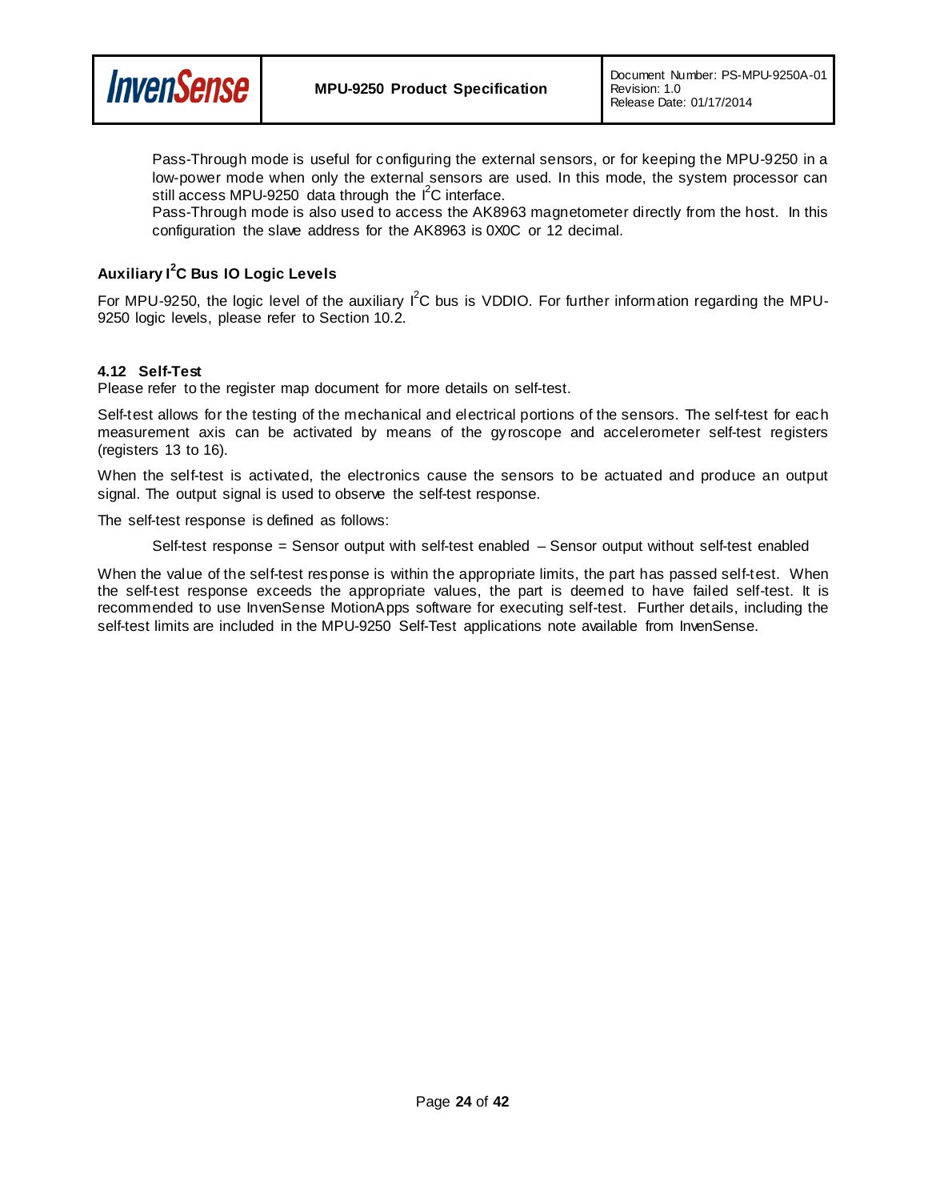Pass-Through mode is useful for configuring the external sensors, or for keeping the MPU-9250 in a low-power mode when only the external sensors are used. In this mode, the system processor can still access MPU-9250 data through the $I^2C$ interface.

Pass-Through mode is also used to access the AK8963 magnetometer directly from the host. In this configuration the slave address for the AK8963 is 0X0C or 12 decimal.

### Auxiliary $I^2C$ Bus IO Logic Levels

For MPU-9250, the logic level of the auxiliary $I^2C$ bus is VDDIO. For further information regarding the MPU-9250 logic levels, please refer to Section 10.2.

## 4.12 Self-Test

Please refer to the register map document for more details on self-test.

Self-test allows for the testing of the mechanical and electrical portions of the sensors. The self-test for each measurement axis can be activated by means of the gyroscope and accelerometer self-test registers (registers 13 to 16).

When the self-test is activated, the electronics cause the sensors to be actuated and produce an output signal. The output signal is used to observe the self-test response.

The self-test response is defined as follows:

Self-test response = Sensor output with self-test enabled – Sensor output without self-test enabled

When the value of the self-test response is within the appropriate limits, the part has passed self-test. When the self-test response exceeds the appropriate values, the part is deemed to have failed self-test. It is recommended to use InvenSense MotionApps software for executing self-test. Further details, including the self-test limits are included in the MPU-9250 Self-Test applications note available from InvenSense.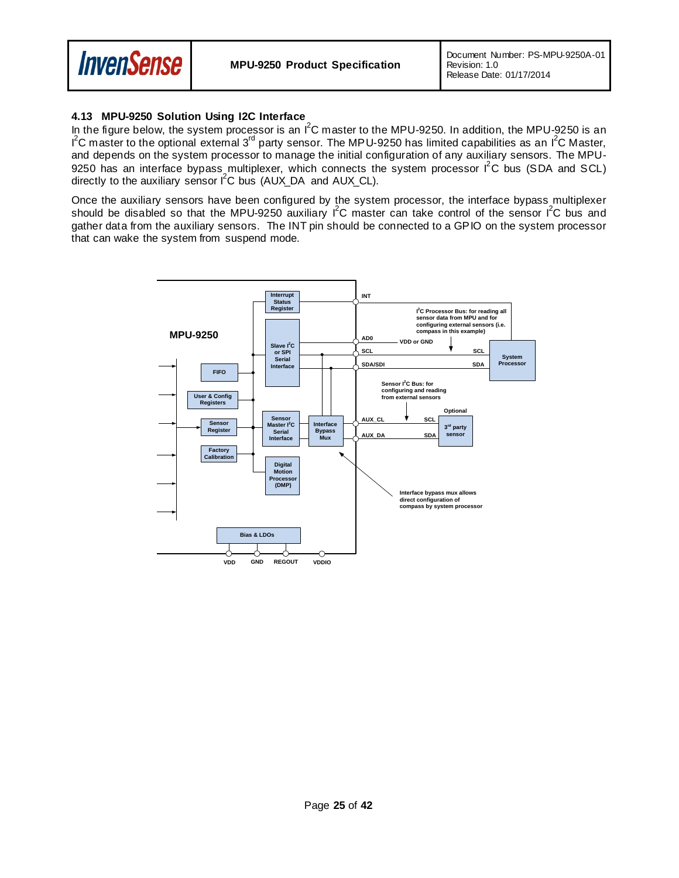### 4.13 MPU-9250 Solution Using I2C Interface

In the figure below, the system processor is an I$^2$C master to the MPU-9250. In addition, the MPU-9250 is an I$^2$C master to the optional external 3rd party sensor. The MPU-9250 has limited capabilities as an I$^2$C Master, and depends on the system processor to manage the initial configuration of any auxiliary sensors. The MPU-9250 has an interface bypass multiplexer, which connects the system processor I$^2$C bus (SDA and SCL) directly to the auxiliary sensor I$^2$C bus (AUX_DA and AUX_CL).

Once the auxiliary sensors have been configured by the system processor, the interface bypass multiplexer should be disabled so that the MPU-9250 auxiliary I$^2$C master can take control of the sensor I$^2$C bus and gather data from the auxiliary sensors. The INT pin should be connected to a GPIO on the system processor that can wake the system from suspend mode.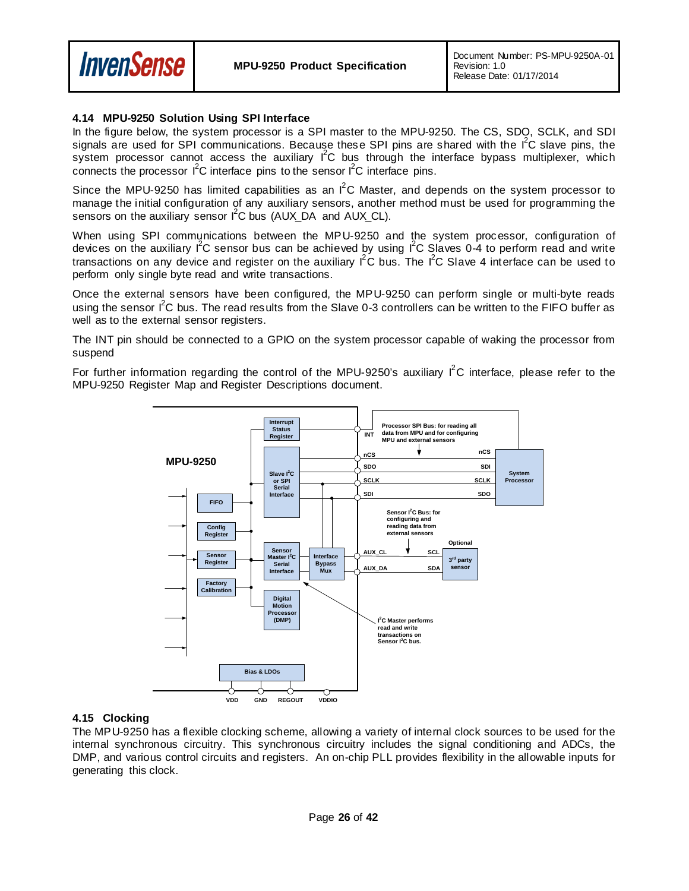## 4.14 MPU-9250 Solution Using SPI Interface

In the figure below, the system processor is a SPI master to the MPU-9250. The CS, SDO, SCLK, and SDI signals are used for SPI communications. Because these SPI pins are shared with the I²C slave pins, the system processor cannot access the auxiliary I²C bus through the interface bypass multiplexer, which connects the processor I²C interface pins to the sensor I²C interface pins.

Since the MPU-9250 has limited capabilities as an I²C Master, and depends on the system processor to manage the initial configuration of any auxiliary sensors, another method must be used for programming the sensors on the auxiliary sensor I²C bus (AUX_DA and AUX_CL).

When using SPI communications between the MPU-9250 and the system processor, configuration of devices on the auxiliary I²C sensor bus can be achieved by using I²C Slaves 0-4 to perform read and write transactions on any device and register on the auxiliary I²C bus. The I²C Slave 4 interface can be used to perform only single byte read and write transactions.

Once the external sensors have been configured, the MPU-9250 can perform single or multi-byte reads using the sensor I²C bus. The read results from the Slave 0-3 controllers can be written to the FIFO buffer as well as to the external sensor registers.

The INT pin should be connected to a GPIO on the system processor capable of waking the processor from suspend

For further information regarding the control of the MPU-9250's auxiliary I²C interface, please refer to the MPU-9250 Register Map and Register Descriptions document.

MPU-9250 | Interrupt Status Register | Slave I²C or SPI Serial Interface | FIFO | Config Register | Sensor Register | Factory Calibration | Sensor Master I²C Serial Interface | Interface Bypass Mux | Digital Motion Processor (DMP) | Bias & LDOs | INT | nCS | SDO | SCLK | SDI | AUX_CL | AUX_DA | VDD | GND | REGOUT | VDDIO | Processor SPI Bus: for reading all data from MPU and for configuring MPU and external sensors | System Processor | nCS | SDI | SCLK | SDO | Sensor I²C Bus: for configuring and reading data from external sensors | Optional | SCL | SDA | 3rd party sensor | I²C Master performs read and write transactions on Sensor I²C bus.

## 4.15 Clocking

The MPU-9250 has a flexible clocking scheme, allowing a variety of internal clock sources to be used for the internal synchronous circuitry. This synchronous circuitry includes the signal conditioning and ADCs, the DMP, and various control circuits and registers. An on-chip PLL provides flexibility in the allowable inputs for generating this clock.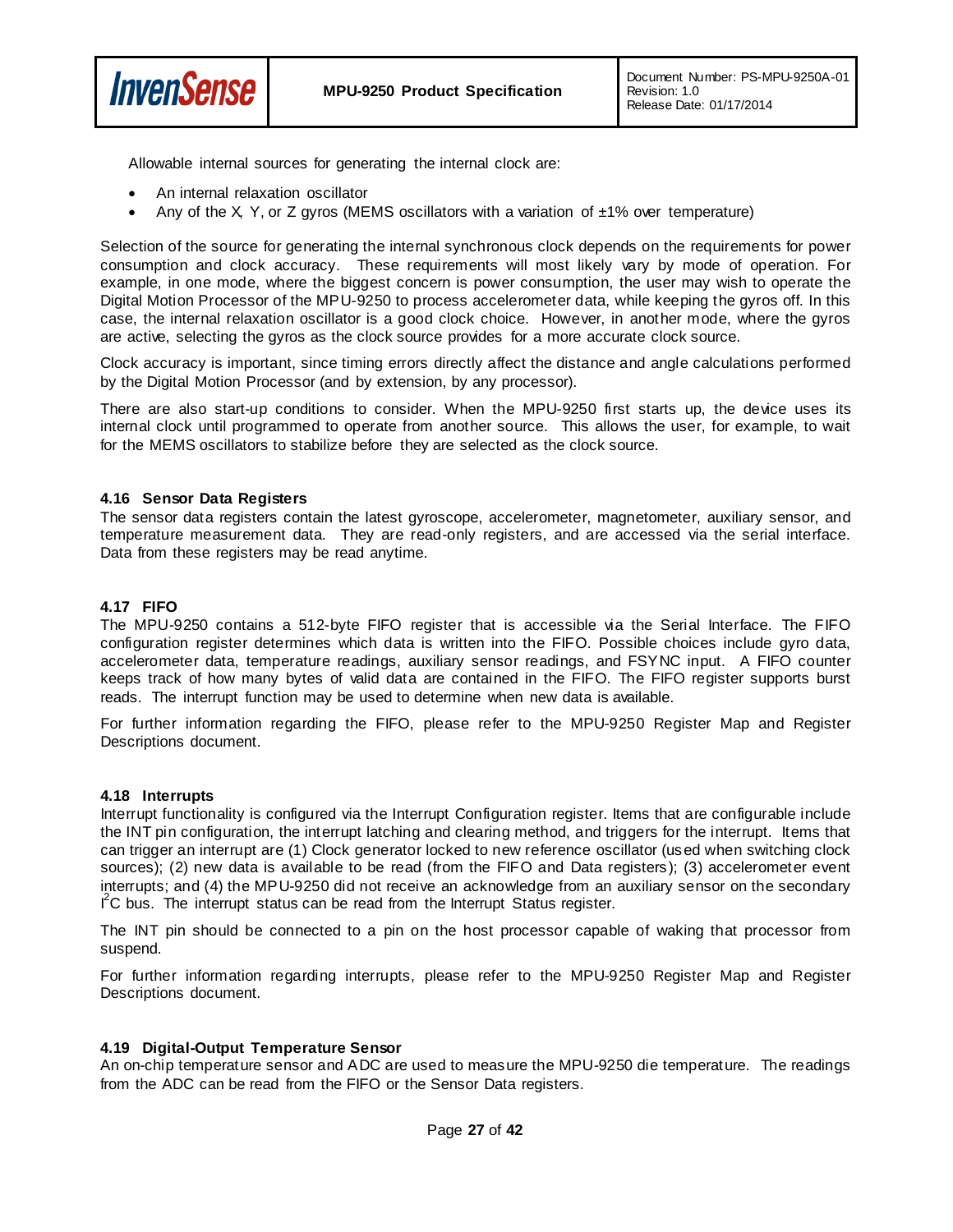Allowable internal sources for generating the internal clock are:

- An internal relaxation oscillator
- Any of the X, Y, or Z gyros (MEMS oscillators with a variation of ±1% over temperature)

Selection of the source for generating the internal synchronous clock depends on the requirements for power consumption and clock accuracy. These requirements will most likely vary by mode of operation. For example, in one mode, where the biggest concern is power consumption, the user may wish to operate the Digital Motion Processor of the MPU-9250 to process accelerometer data, while keeping the gyros off. In this case, the internal relaxation oscillator is a good clock choice. However, in another mode, where the gyros are active, selecting the gyros as the clock source provides for a more accurate clock source.

Clock accuracy is important, since timing errors directly affect the distance and angle calculations performed by the Digital Motion Processor (and by extension, by any processor).

There are also start-up conditions to consider. When the MPU-9250 first starts up, the device uses its internal clock until programmed to operate from another source. This allows the user, for example, to wait for the MEMS oscillators to stabilize before they are selected as the clock source.

### 4.16 Sensor Data Registers

The sensor data registers contain the latest gyroscope, accelerometer, magnetometer, auxiliary sensor, and temperature measurement data. They are read-only registers, and are accessed via the serial interface. Data from these registers may be read anytime.

### 4.17 FIFO

The MPU-9250 contains a 512-byte FIFO register that is accessible via the Serial Interface. The FIFO configuration register determines which data is written into the FIFO. Possible choices include gyro data, accelerometer data, temperature readings, auxiliary sensor readings, and FSYNC input. A FIFO counter keeps track of how many bytes of valid data are contained in the FIFO. The FIFO register supports burst reads. The interrupt function may be used to determine when new data is available.

For further information regarding the FIFO, please refer to the MPU-9250 Register Map and Register Descriptions document.

### 4.18 Interrupts

Interrupt functionality is configured via the Interrupt Configuration register. Items that are configurable include the INT pin configuration, the interrupt latching and clearing method, and triggers for the interrupt. Items that can trigger an interrupt are (1) Clock generator locked to new reference oscillator (used when switching clock sources); (2) new data is available to be read (from the FIFO and Data registers); (3) accelerometer event interrupts; and (4) the MPU-9250 did not receive an acknowledge from an auxiliary sensor on the secondary $I^2C$ bus. The interrupt status can be read from the Interrupt Status register.

The INT pin should be connected to a pin on the host processor capable of waking that processor from suspend.

For further information regarding interrupts, please refer to the MPU-9250 Register Map and Register Descriptions document.

### 4.19 Digital-Output Temperature Sensor

An on-chip temperature sensor and ADC are used to measure the MPU-9250 die temperature. The readings from the ADC can be read from the FIFO or the Sensor Data registers.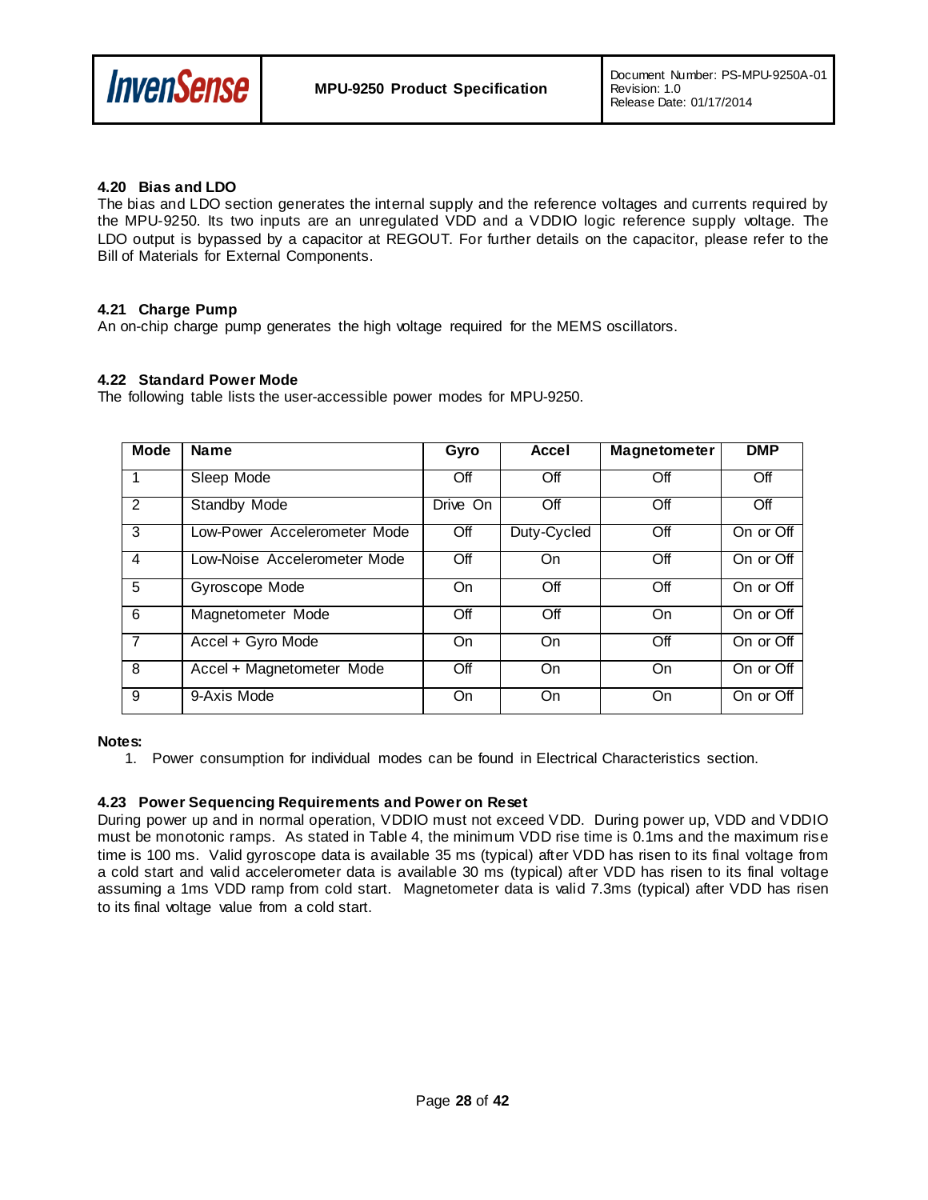### 4.20 Bias and LDO

The bias and LDO section generates the internal supply and the reference voltages and currents required by the MPU-9250. Its two inputs are an unregulated VDD and a VDDIO logic reference supply voltage. The LDO output is bypassed by a capacitor at REGOUT. For further details on the capacitor, please refer to the Bill of Materials for External Components.

### 4.21 Charge Pump

An on-chip charge pump generates the high voltage required for the MEMS oscillators.

### 4.22 Standard Power Mode

The following table lists the user-accessible power modes for MPU-9250.

| Mode | Name | Gyro | Accel | Magnetometer | DMP |
|---|---|---|---|---|---|
| 1 | Sleep Mode | Off | Off | Off | Off |
| 2 | Standby Mode | Drive On | Off | Off | Off |
| 3 | Low-Power Accelerometer Mode | Off | Duty-Cycled | Off | On or Off |
| 4 | Low-Noise Accelerometer Mode | Off | On | Off | On or Off |
| 5 | Gyroscope Mode | On | Off | Off | On or Off |
| 6 | Magnetometer Mode | Off | Off | On | On or Off |
| 7 | Accel + Gyro Mode | On | On | Off | On or Off |
| 8 | Accel + Magnetometer Mode | Off | On | On | On or Off |
| 9 | 9-Axis Mode | On | On | On | On or Off |

**Notes:**

1. Power consumption for individual modes can be found in Electrical Characteristics section.

### 4.23 Power Sequencing Requirements and Power on Reset

During power up and in normal operation, VDDIO must not exceed VDD. During power up, VDD and VDDIO must be monotonic ramps. As stated in Table 4, the minimum VDD rise time is 0.1ms and the maximum rise time is 100 ms. Valid gyroscope data is available 35 ms (typical) after VDD has risen to its final voltage from a cold start and valid accelerometer data is available 30 ms (typical) after VDD has risen to its final voltage assuming a 1ms VDD ramp from cold start. Magnetometer data is valid 7.3ms (typical) after VDD has risen to its final voltage value from a cold start.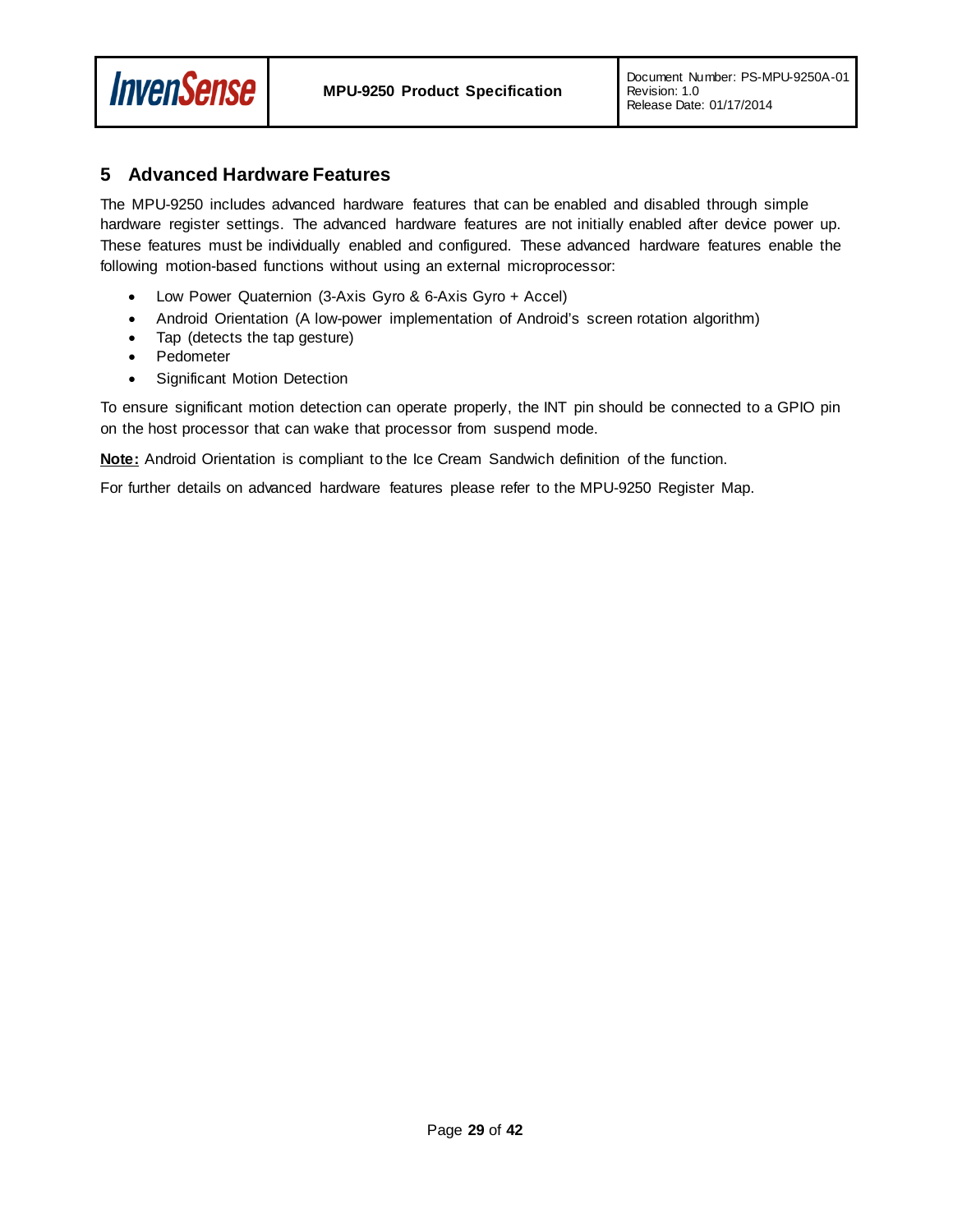# 5 Advanced Hardware Features

The MPU-9250 includes advanced hardware features that can be enabled and disabled through simple hardware register settings. The advanced hardware features are not initially enabled after device power up. These features must be individually enabled and configured. These advanced hardware features enable the following motion-based functions without using an external microprocessor:

- Low Power Quaternion (3-Axis Gyro & 6-Axis Gyro + Accel)
- Android Orientation (A low-power implementation of Android's screen rotation algorithm)
- Tap (detects the tap gesture)
- Pedometer
- Significant Motion Detection

To ensure significant motion detection can operate properly, the INT pin should be connected to a GPIO pin on the host processor that can wake that processor from suspend mode.

**Note:** Android Orientation is compliant to the Ice Cream Sandwich definition of the function.

For further details on advanced hardware features please refer to the MPU-9250 Register Map.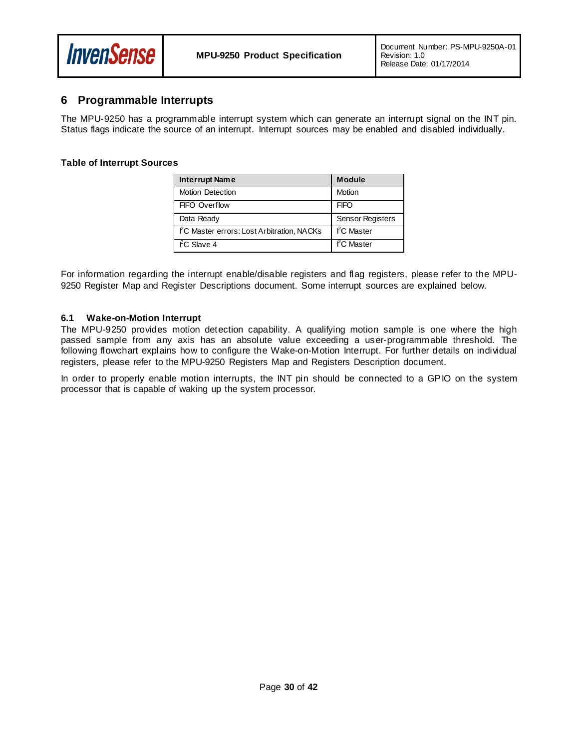# 6 Programmable Interrupts

The MPU-9250 has a programmable interrupt system which can generate an interrupt signal on the INT pin. Status flags indicate the source of an interrupt. Interrupt sources may be enabled and disabled individually.

**Table of Interrupt Sources**

| Interrupt Name | Module |
|---|---|
| Motion Detection | Motion |
| FIFO Overflow | FIFO |
| Data Ready | Sensor Registers |
| I²C Master errors: Lost Arbitration, NACKs | I²C Master |
| I²C Slave 4 | I²C Master |

For information regarding the interrupt enable/disable registers and flag registers, please refer to the MPU-9250 Register Map and Register Descriptions document. Some interrupt sources are explained below.

## 6.1 Wake-on-Motion Interrupt

The MPU-9250 provides motion detection capability. A qualifying motion sample is one where the high passed sample from any axis has an absolute value exceeding a user-programmable threshold. The following flowchart explains how to configure the Wake-on-Motion Interrupt. For further details on individual registers, please refer to the MPU-9250 Registers Map and Registers Description document.

In order to properly enable motion interrupts, the INT pin should be connected to a GPIO on the system processor that is capable of waking up the system processor.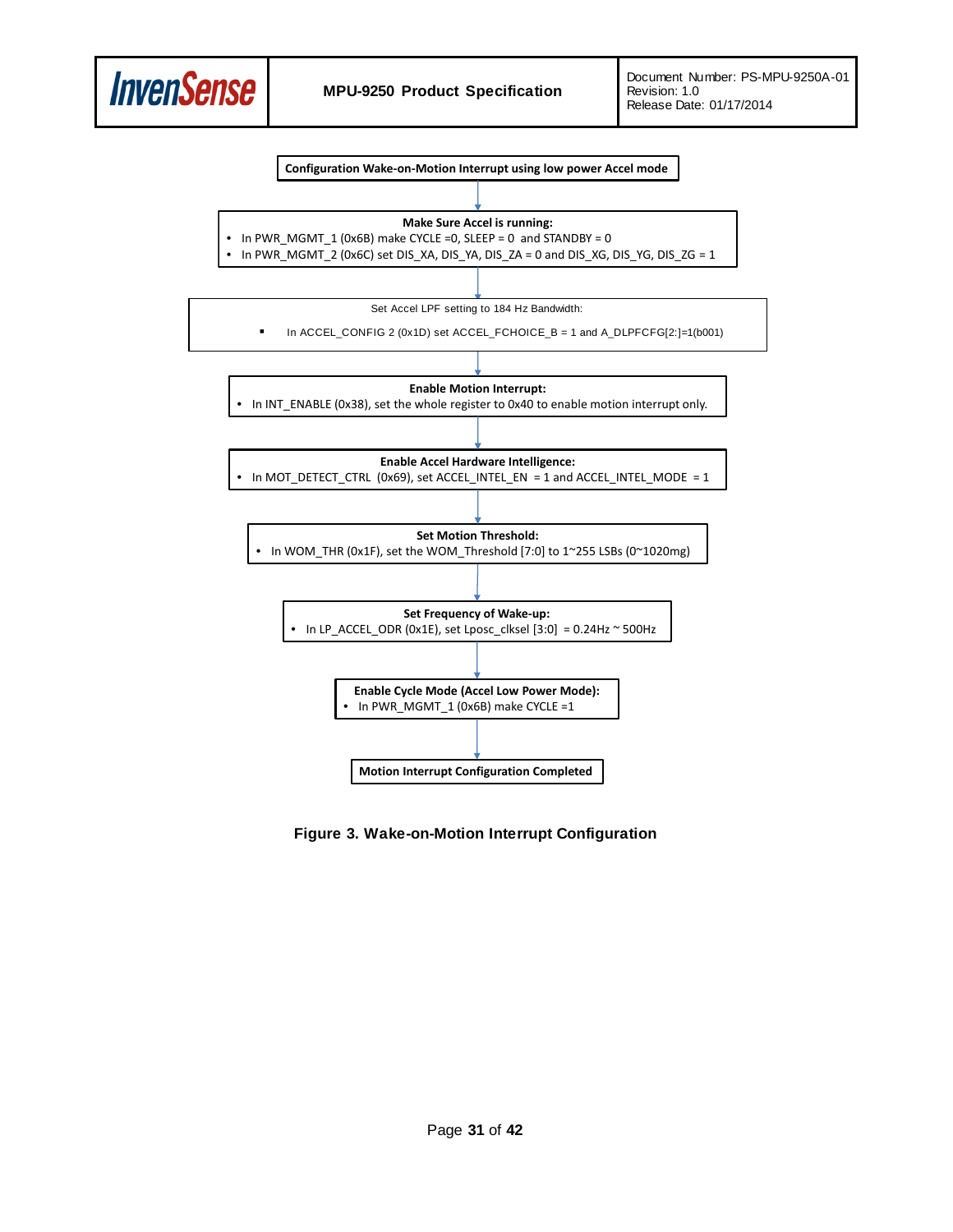**Configuration Wake-on-Motion Interrupt using low power Accel mode**

↓

**Make Sure Accel is running:**
- In PWR_MGMT_1 (0x6B) make CYCLE =0, SLEEP = 0 and STANDBY = 0
- In PWR_MGMT_2 (0x6C) set DIS_XA, DIS_YA, DIS_ZA = 0 and DIS_XG, DIS_YG, DIS_ZG = 1

↓

Set Accel LPF setting to 184 Hz Bandwidth:
- In ACCEL_CONFIG 2 (0x1D) set ACCEL_FCHOICE_B = 1 and A_DLPFCFG[2:]=1(b001)

↓

**Enable Motion Interrupt:**
- In INT_ENABLE (0x38), set the whole register to 0x40 to enable motion interrupt only.

↓

**Enable Accel Hardware Intelligence:**
- In MOT_DETECT_CTRL (0x69), set ACCEL_INTEL_EN = 1 and ACCEL_INTEL_MODE = 1

↓

**Set Motion Threshold:**
- In WOM_THR (0x1F), set the WOM_Threshold [7:0] to 1~255 LSBs (0~1020mg)

↓

**Set Frequency of Wake-up:**
- In LP_ACCEL_ODR (0x1E), set Lposc_clksel [3:0] = 0.24Hz ~ 500Hz

↓

**Enable Cycle Mode (Accel Low Power Mode):**
- In PWR_MGMT_1 (0x6B) make CYCLE =1

↓

**Motion Interrupt Configuration Completed**

**Figure 3. Wake-on-Motion Interrupt Configuration**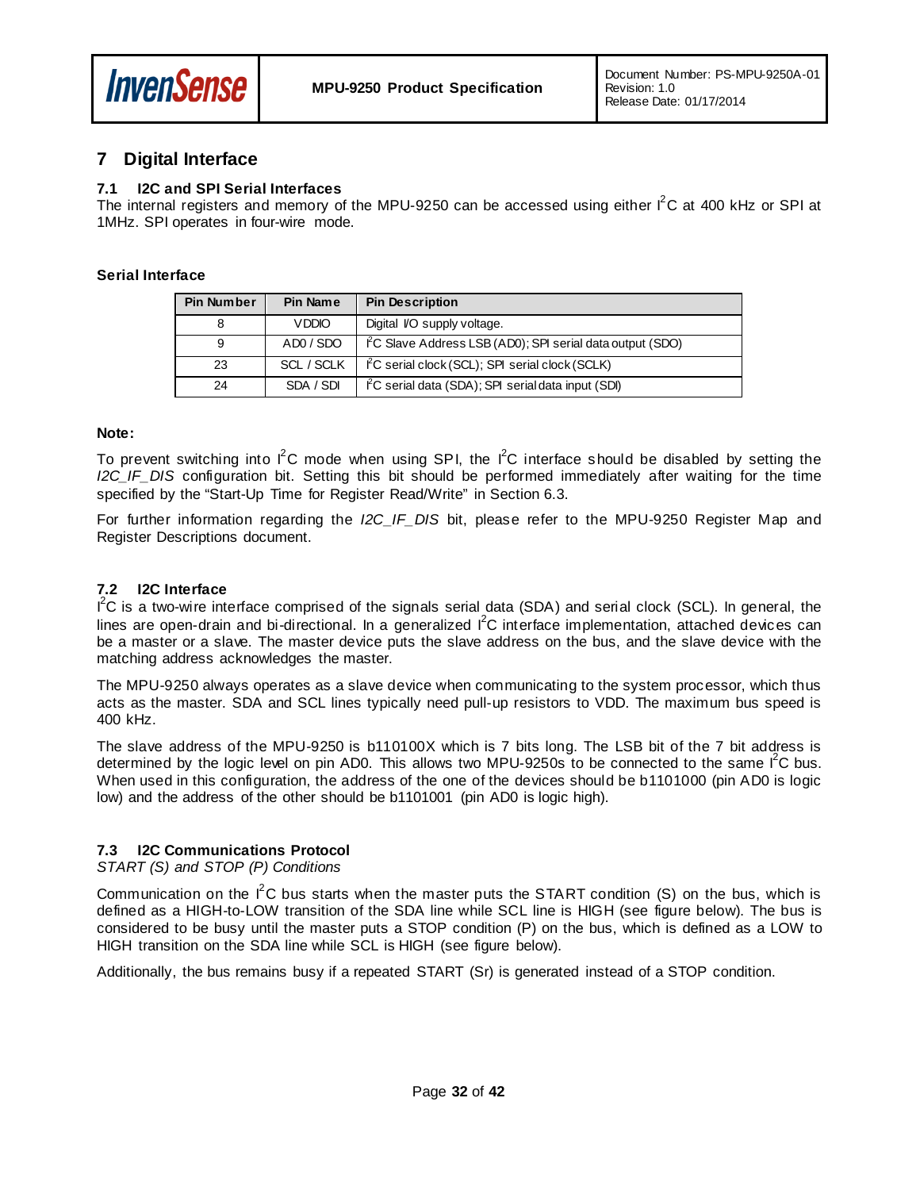# 7 Digital Interface

## 7.1 I2C and SPI Serial Interfaces

The internal registers and memory of the MPU-9250 can be accessed using either I$^2$C at 400 kHz or SPI at 1MHz. SPI operates in four-wire mode.

**Serial Interface**

| Pin Number | Pin Name | Pin Description |
|---|---|---|
| 8 | VDDIO | Digital I/O supply voltage. |
| 9 | AD0 / SDO | I$^2$C Slave Address LSB (AD0); SPI serial data output (SDO) |
| 23 | SCL / SCLK | I$^2$C serial clock (SCL); SPI serial clock (SCLK) |
| 24 | SDA / SDI | I$^2$C serial data (SDA); SPI serial data input (SDI) |

**Note:**

To prevent switching into I$^2$C mode when using SPI, the I$^2$C interface should be disabled by setting the *I2C_IF_DIS* configuration bit. Setting this bit should be performed immediately after waiting for the time specified by the "Start-Up Time for Register Read/Write" in Section 6.3.

For further information regarding the *I2C_IF_DIS* bit, please refer to the MPU-9250 Register Map and Register Descriptions document.

## 7.2 I2C Interface

I$^2$C is a two-wire interface comprised of the signals serial data (SDA) and serial clock (SCL). In general, the lines are open-drain and bi-directional. In a generalized I$^2$C interface implementation, attached devices can be a master or a slave. The master device puts the slave address on the bus, and the slave device with the matching address acknowledges the master.

The MPU-9250 always operates as a slave device when communicating to the system processor, which thus acts as the master. SDA and SCL lines typically need pull-up resistors to VDD. The maximum bus speed is 400 kHz.

The slave address of the MPU-9250 is b110100X which is 7 bits long. The LSB bit of the 7 bit address is determined by the logic level on pin AD0. This allows two MPU-9250s to be connected to the same I$^2$C bus. When used in this configuration, the address of the one of the devices should be b1101000 (pin AD0 is logic low) and the address of the other should be b1101001 (pin AD0 is logic high).

## 7.3 I2C Communications Protocol

*START (S) and STOP (P) Conditions*

Communication on the I$^2$C bus starts when the master puts the START condition (S) on the bus, which is defined as a HIGH-to-LOW transition of the SDA line while SCL line is HIGH (see figure below). The bus is considered to be busy until the master puts a STOP condition (P) on the bus, which is defined as a LOW to HIGH transition on the SDA line while SCL is HIGH (see figure below).

Additionally, the bus remains busy if a repeated START (Sr) is generated instead of a STOP condition.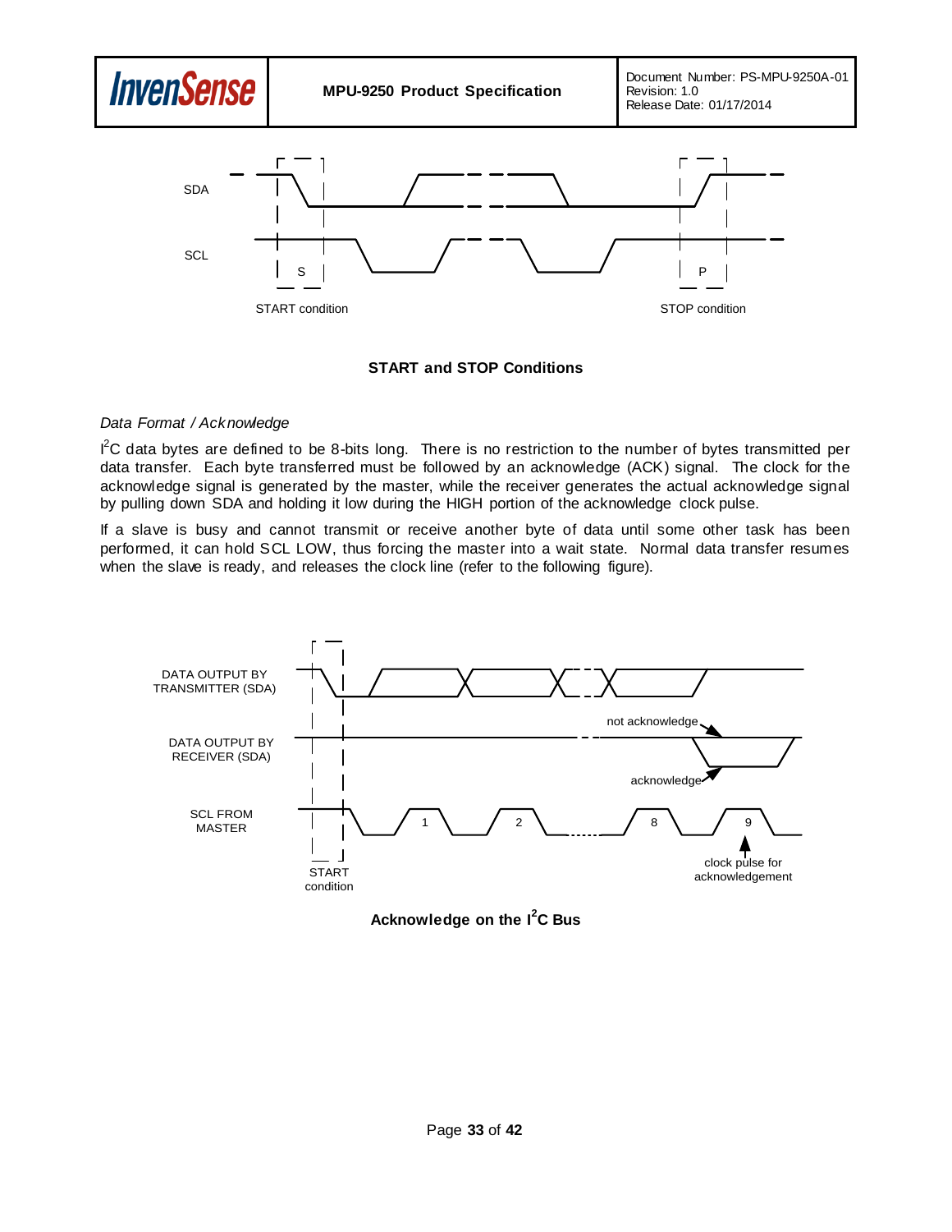**START and STOP Conditions**

*Data Format / Acknowledge*

$I^2C$ data bytes are defined to be 8-bits long. There is no restriction to the number of bytes transmitted per data transfer. Each byte transferred must be followed by an acknowledge (ACK) signal. The clock for the acknowledge signal is generated by the master, while the receiver generates the actual acknowledge signal by pulling down SDA and holding it low during the HIGH portion of the acknowledge clock pulse.

If a slave is busy and cannot transmit or receive another byte of data until some other task has been performed, it can hold SCL LOW, thus forcing the master into a wait state. Normal data transfer resumes when the slave is ready, and releases the clock line (refer to the following figure).

**Acknowledge on the $I^2C$ Bus**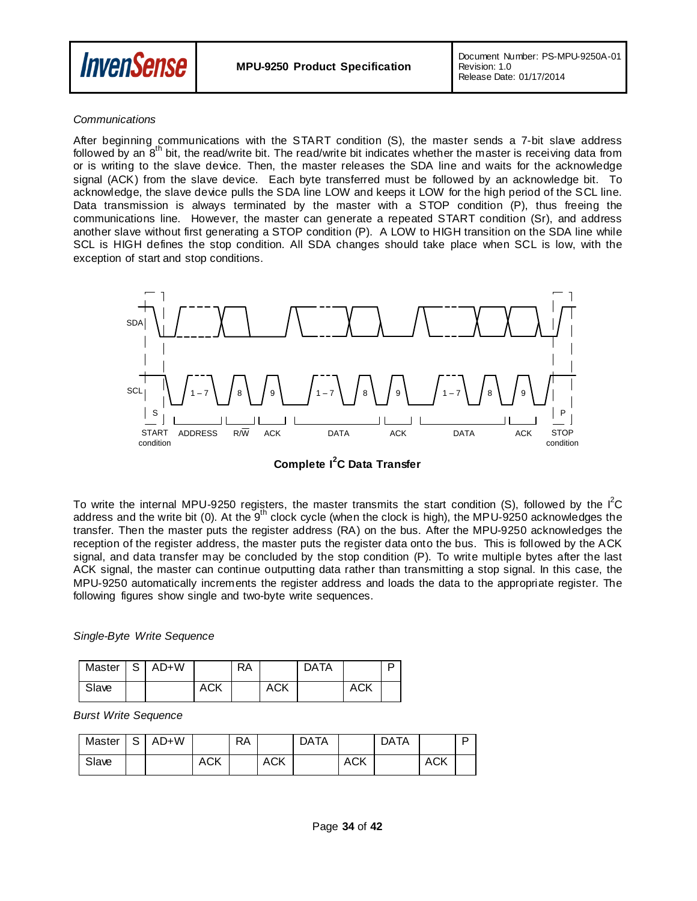*Communications*

After beginning communications with the START condition (S), the master sends a 7-bit slave address followed by an 8th bit, the read/write bit. The read/write bit indicates whether the master is receiving data from or is writing to the slave device. Then, the master releases the SDA line and waits for the acknowledge signal (ACK) from the slave device. Each byte transferred must be followed by an acknowledge bit. To acknowledge, the slave device pulls the SDA line LOW and keeps it LOW for the high period of the SCL line. Data transmission is always terminated by the master with a STOP condition (P), thus freeing the communications line. However, the master can generate a repeated START condition (Sr), and address another slave without first generating a STOP condition (P). A LOW to HIGH transition on the SDA line while SCL is HIGH defines the stop condition. All SDA changes should take place when SCL is low, with the exception of start and stop conditions.

**Complete I²C Data Transfer**

To write the internal MPU-9250 registers, the master transmits the start condition (S), followed by the I²C address and the write bit (0). At the 9th clock cycle (when the clock is high), the MPU-9250 acknowledges the transfer. Then the master puts the register address (RA) on the bus. After the MPU-9250 acknowledges the reception of the register address, the master puts the register data onto the bus. This is followed by the ACK signal, and data transfer may be concluded by the stop condition (P). To write multiple bytes after the last ACK signal, the master can continue outputting data rather than transmitting a stop signal. In this case, the MPU-9250 automatically increments the register address and loads the data to the appropriate register. The following figures show single and two-byte write sequences.

*Single-Byte Write Sequence*

| Master | S | AD+W | | RA | | DATA | | P |
|---|---|---|---|---|---|---|---|---|
| Slave | | | ACK | | ACK | | ACK | |

*Burst Write Sequence*

| Master | S | AD+W | | RA | | DATA | | DATA | | P |
|---|---|---|---|---|---|---|---|---|---|---|
| Slave | | | ACK | | ACK | | ACK | | ACK | |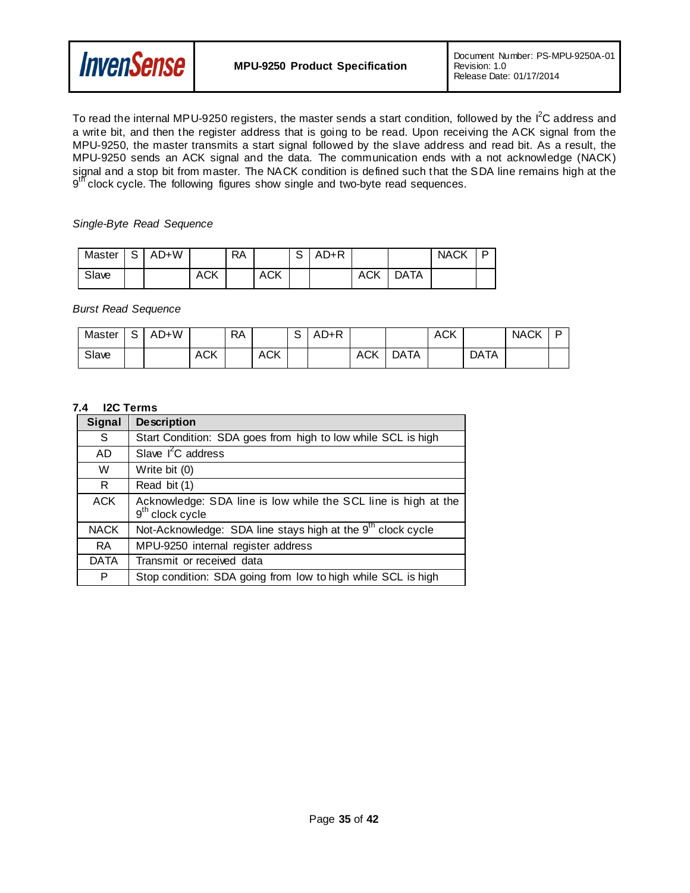To read the internal MPU-9250 registers, the master sends a start condition, followed by the I$^2$C address and a write bit, and then the register address that is going to be read. Upon receiving the ACK signal from the MPU-9250, the master transmits a start signal followed by the slave address and read bit. As a result, the MPU-9250 sends an ACK signal and the data. The communication ends with a not acknowledge (NACK) signal and a stop bit from master. The NACK condition is defined such that the SDA line remains high at the 9$^{th}$ clock cycle. The following figures show single and two-byte read sequences.

*Single-Byte Read Sequence*

| Master | S | AD+W | | RA | | S | AD+R | | | NACK | P |
|---|---|---|---|---|---|---|---|---|---|---|---|
| Slave | | | ACK | | ACK | | | ACK | DATA | | |

*Burst Read Sequence*

| Master | S | AD+W | | RA | | S | AD+R | | | ACK | | NACK | P |
|---|---|---|---|---|---|---|---|---|---|---|---|---|---|
| Slave | | | ACK | | ACK | | | ACK | DATA | | DATA | | |

### 7.4 I2C Terms

| Signal | Description |
|---|---|
| S | Start Condition: SDA goes from high to low while SCL is high |
| AD | Slave I$^2$C address |
| W | Write bit (0) |
| R | Read bit (1) |
| ACK | Acknowledge: SDA line is low while the SCL line is high at the 9$^{th}$ clock cycle |
| NACK | Not-Acknowledge: SDA line stays high at the 9$^{th}$ clock cycle |
| RA | MPU-9250 internal register address |
| DATA | Transmit or received data |
| P | Stop condition: SDA going from low to high while SCL is high |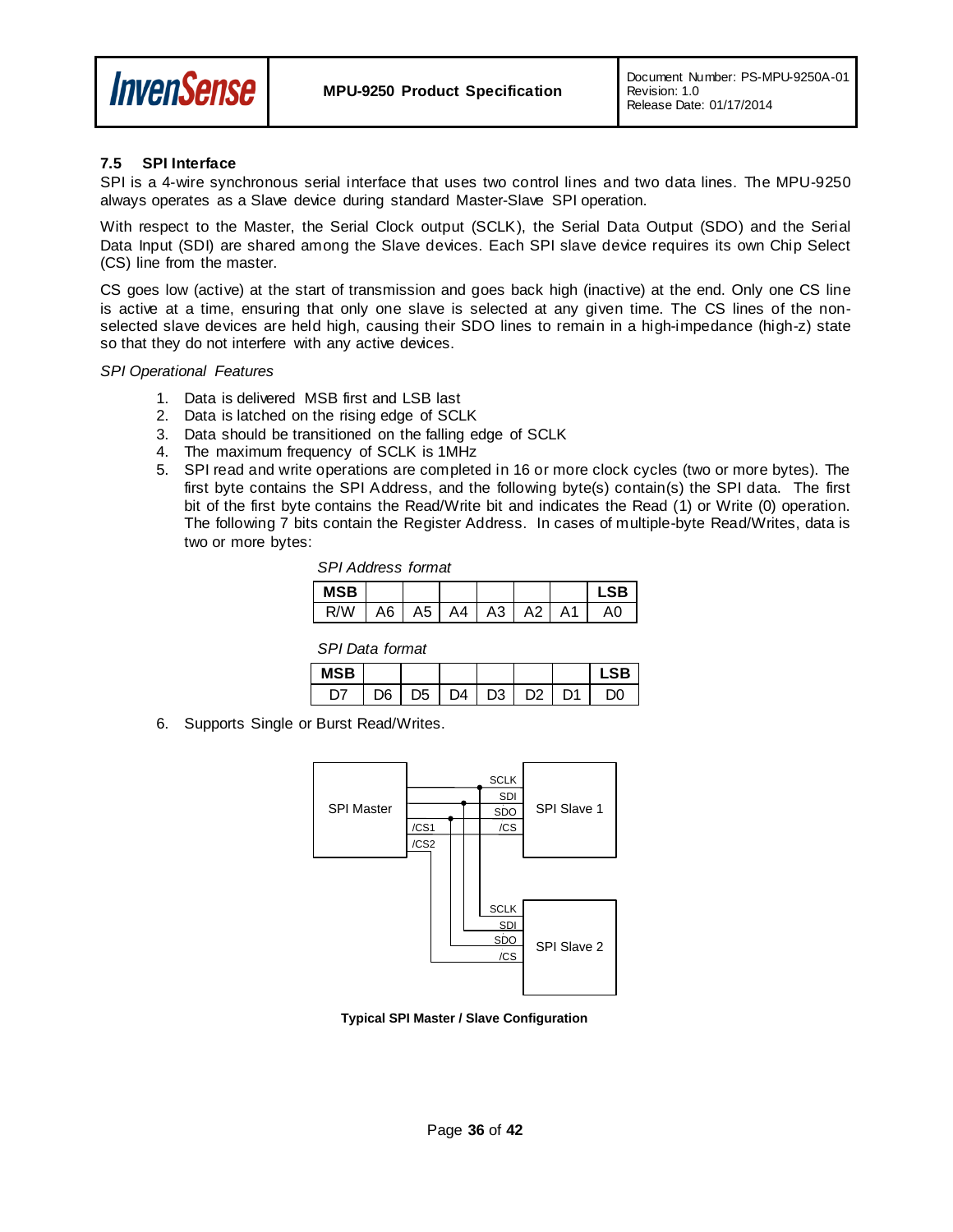### 7.5 SPI Interface

SPI is a 4-wire synchronous serial interface that uses two control lines and two data lines. The MPU-9250 always operates as a Slave device during standard Master-Slave SPI operation.

With respect to the Master, the Serial Clock output (SCLK), the Serial Data Output (SDO) and the Serial Data Input (SDI) are shared among the Slave devices. Each SPI slave device requires its own Chip Select (CS) line from the master.

CS goes low (active) at the start of transmission and goes back high (inactive) at the end. Only one CS line is active at a time, ensuring that only one slave is selected at any given time. The CS lines of the non-selected slave devices are held high, causing their SDO lines to remain in a high-impedance (high-z) state so that they do not interfere with any active devices.

*SPI Operational Features*

1. Data is delivered MSB first and LSB last
2. Data is latched on the rising edge of SCLK
3. Data should be transitioned on the falling edge of SCLK
4. The maximum frequency of SCLK is 1MHz
5. SPI read and write operations are completed in 16 or more clock cycles (two or more bytes). The first byte contains the SPI Address, and the following byte(s) contain(s) the SPI data. The first bit of the first byte contains the Read/Write bit and indicates the Read (1) or Write (0) operation. The following 7 bits contain the Register Address. In cases of multiple-byte Read/Writes, data is two or more bytes:

*SPI Address format*

| **MSB** | | | | | | | **LSB** |
|---|---|---|---|---|---|---|---|
| R/W | A6 | A5 | A4 | A3 | A2 | A1 | A0 |

*SPI Data format*

| **MSB** | | | | | | | **LSB** |
|---|---|---|---|---|---|---|---|
| D7 | D6 | D5 | D4 | D3 | D2 | D1 | D0 |

6. Supports Single or Burst Read/Writes.

SPI Master — /CS1, /CS2 — SCLK, SDI, SDO, /CS — SPI Slave 1 — SCLK, SDI, SDO, /CS — SPI Slave 2

**Typical SPI Master / Slave Configuration**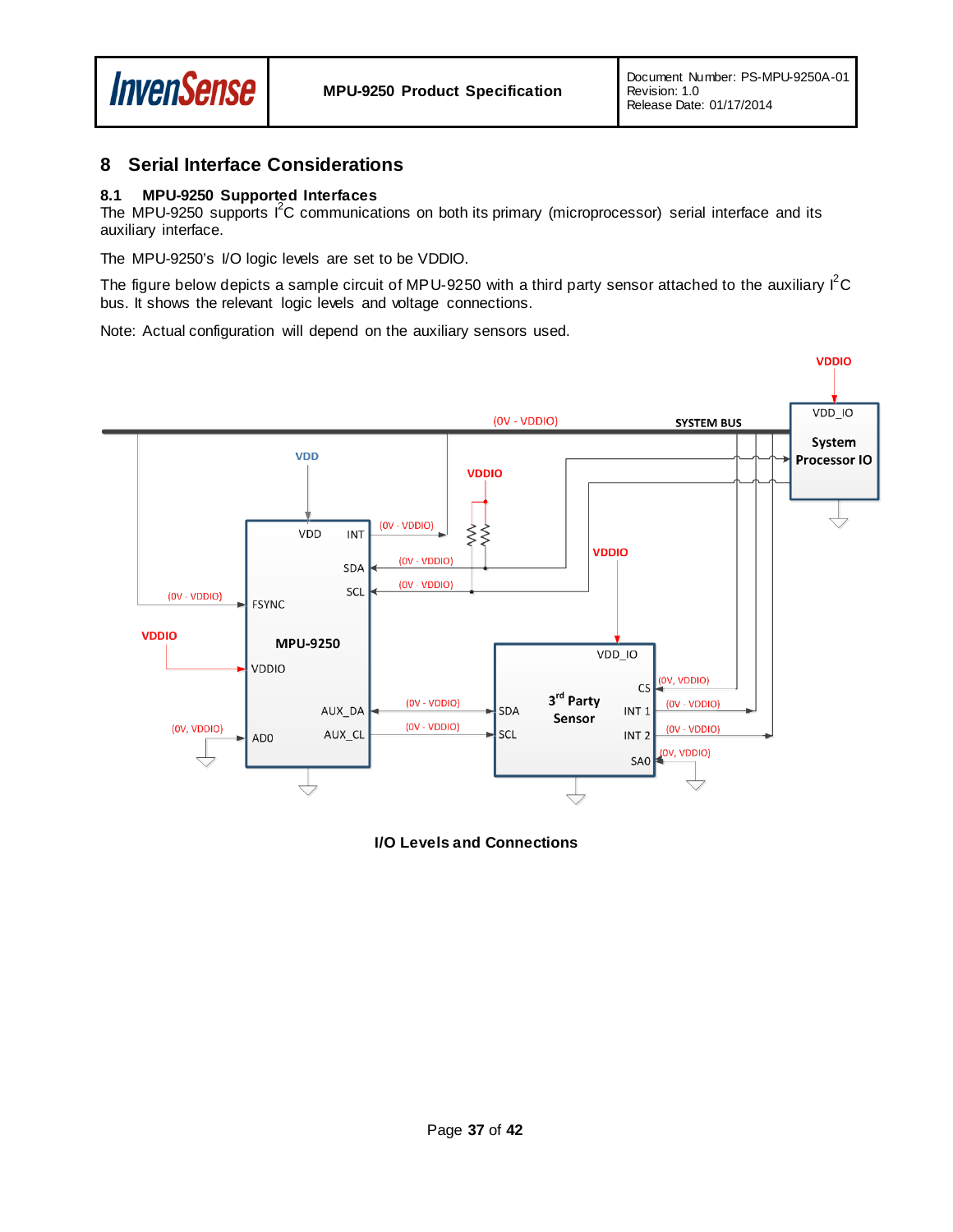# 8 Serial Interface Considerations

## 8.1 MPU-9250 Supported Interfaces

The MPU-9250 supports $I^2C$ communications on both its primary (microprocessor) serial interface and its auxiliary interface.

The MPU-9250's I/O logic levels are set to be VDDIO.

The figure below depicts a sample circuit of MPU-9250 with a third party sensor attached to the auxiliary $I^2C$ bus. It shows the relevant logic levels and voltage connections.

Note: Actual configuration will depend on the auxiliary sensors used.

**I/O Levels and Connections**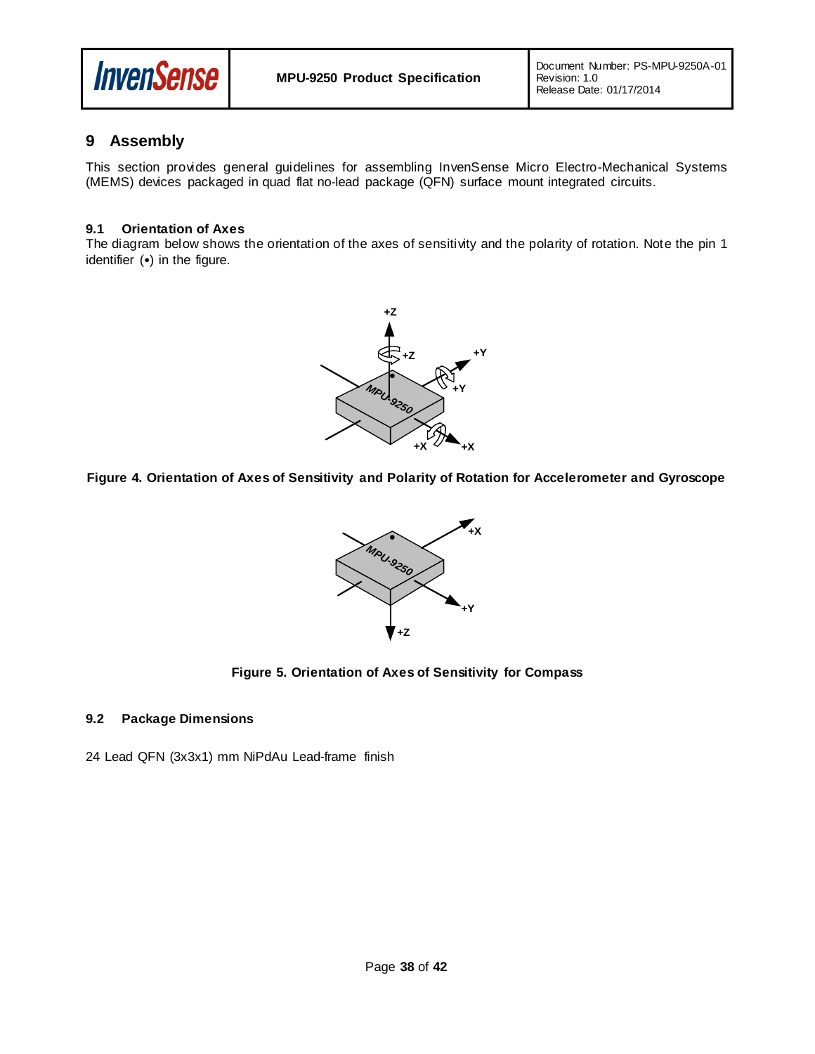# 9 Assembly

This section provides general guidelines for assembling InvenSense Micro Electro-Mechanical Systems (MEMS) devices packaged in quad flat no-lead package (QFN) surface mount integrated circuits.

### 9.1 Orientation of Axes

The diagram below shows the orientation of the axes of sensitivity and the polarity of rotation. Note the pin 1 identifier (•) in the figure.

**Figure 4. Orientation of Axes of Sensitivity and Polarity of Rotation for Accelerometer and Gyroscope**

**Figure 5. Orientation of Axes of Sensitivity for Compass**

### 9.2 Package Dimensions

24 Lead QFN (3x3x1) mm NiPdAu Lead-frame finish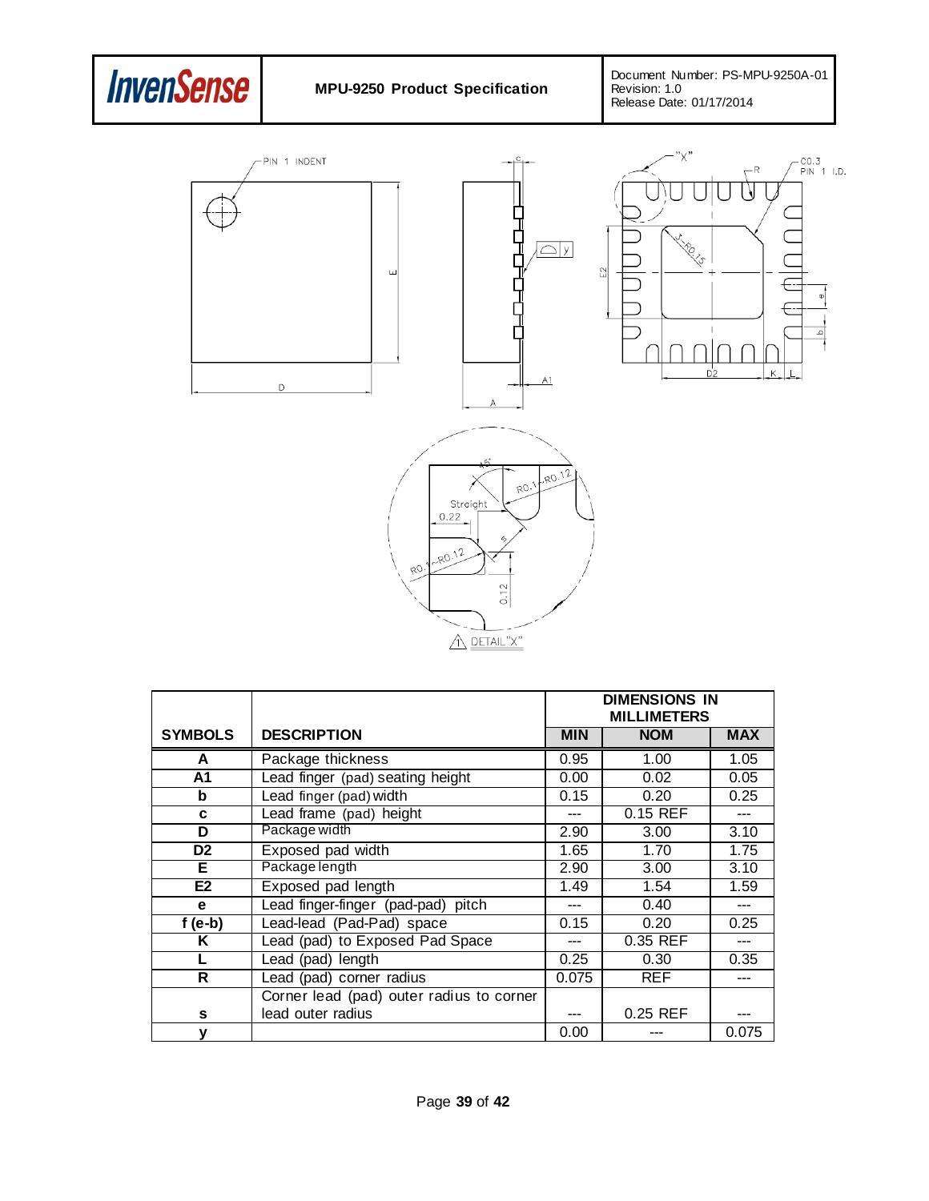| SYMBOLS | DESCRIPTION | DIMENSIONS IN MILLIMETERS | | |
|---|---|---|---|---|
| | | MIN | NOM | MAX |
| A | Package thickness | 0.95 | 1.00 | 1.05 |
| A1 | Lead finger (pad) seating height | 0.00 | 0.02 | 0.05 |
| b | Lead finger (pad) width | 0.15 | 0.20 | 0.25 |
| c | Lead frame (pad) height | --- | 0.15 REF | --- |
| D | Package width | 2.90 | 3.00 | 3.10 |
| D2 | Exposed pad width | 1.65 | 1.70 | 1.75 |
| E | Package length | 2.90 | 3.00 | 3.10 |
| E2 | Exposed pad length | 1.49 | 1.54 | 1.59 |
| e | Lead finger-finger (pad-pad) pitch | --- | 0.40 | --- |
| f (e-b) | Lead-lead (Pad-Pad) space | 0.15 | 0.20 | 0.25 |
| K | Lead (pad) to Exposed Pad Space | --- | 0.35 REF | --- |
| L | Lead (pad) length | 0.25 | 0.30 | 0.35 |
| R | Lead (pad) corner radius | 0.075 | REF | --- |
| s | Corner lead (pad) outer radius to corner lead outer radius | --- | 0.25 REF | --- |
| y | | 0.00 | --- | 0.075 |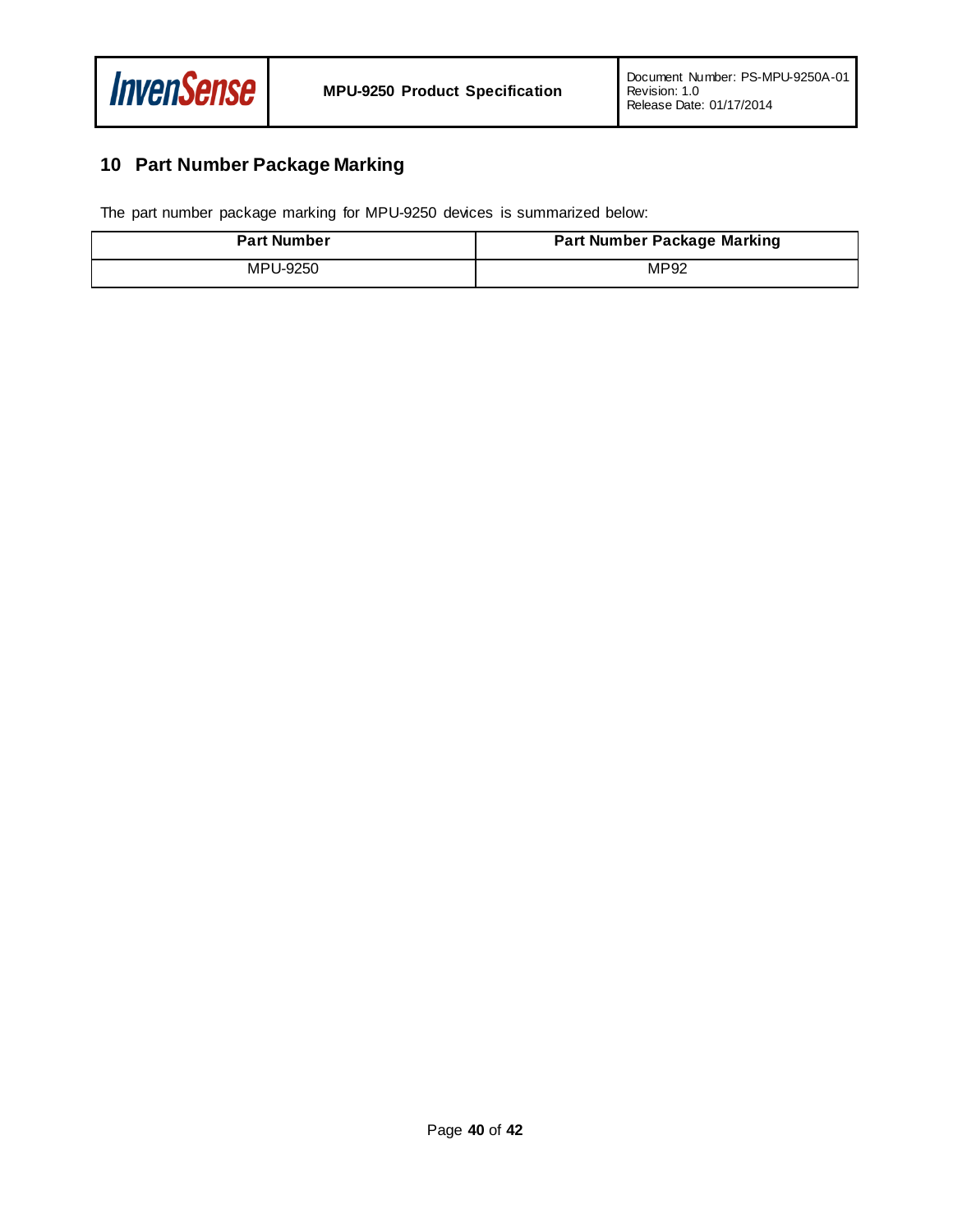# 10 Part Number Package Marking

The part number package marking for MPU-9250 devices is summarized below:

| Part Number | Part Number Package Marking |
| --- | --- |
| MPU-9250 | MP92 |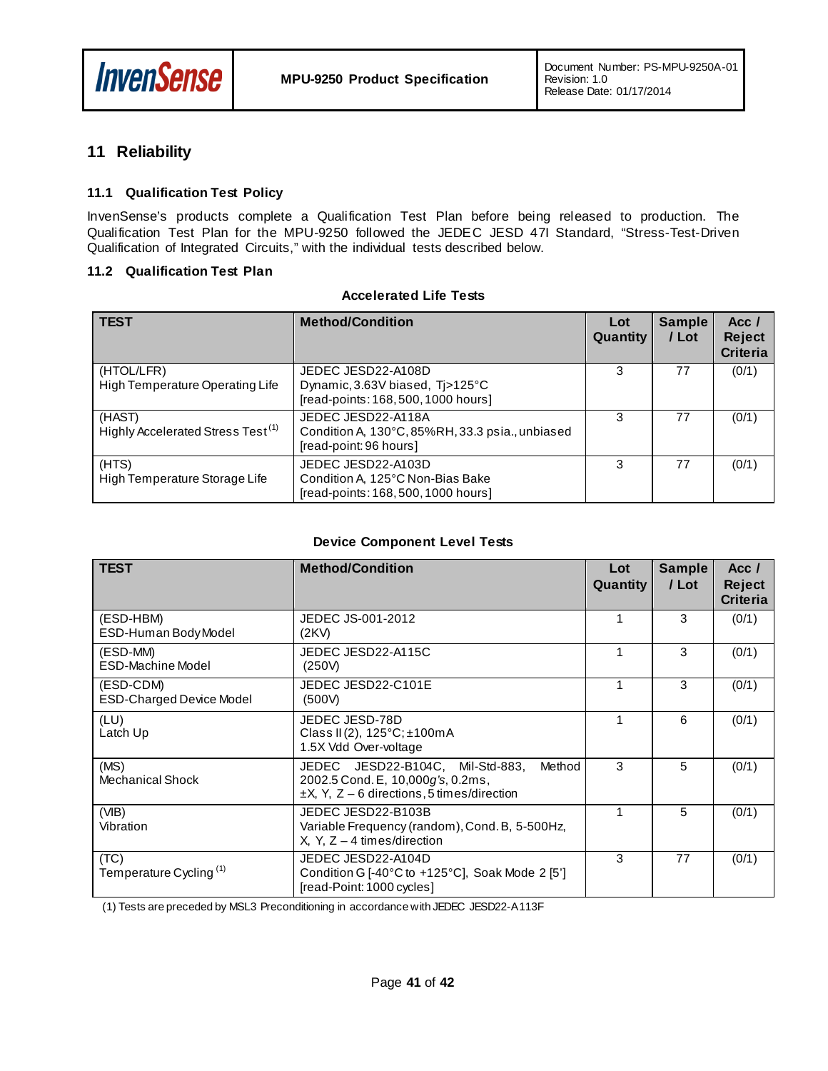## 11 Reliability

### 11.1 Qualification Test Policy

InvenSense's products complete a Qualification Test Plan before being released to production. The Qualification Test Plan for the MPU-9250 followed the JEDEC JESD 47I Standard, "Stress-Test-Driven Qualification of Integrated Circuits," with the individual tests described below.

### 11.2 Qualification Test Plan

**Accelerated Life Tests**

| TEST | Method/Condition | Lot Quantity | Sample / Lot | Acc / Reject Criteria |
|---|---|---|---|---|
| (HTOL/LFR)<br>High Temperature Operating Life | JEDEC JESD22-A108D<br>Dynamic, 3.63V biased, Tj>125°C<br>[read-points: 168, 500, 1000 hours] | 3 | 77 | (0/1) |
| (HAST)<br>Highly Accelerated Stress Test (1) | JEDEC JESD22-A118A<br>Condition A, 130°C, 85%RH, 33.3 psia., unbiased<br>[read-point: 96 hours] | 3 | 77 | (0/1) |
| (HTS)<br>High Temperature Storage Life | JEDEC JESD22-A103D<br>Condition A, 125°C Non-Bias Bake<br>[read-points: 168, 500, 1000 hours] | 3 | 77 | (0/1) |

**Device Component Level Tests**

| TEST | Method/Condition | Lot Quantity | Sample / Lot | Acc / Reject Criteria |
|---|---|---|---|---|
| (ESD-HBM)<br>ESD-Human Body Model | JEDEC JS-001-2012<br>(2KV) | 1 | 3 | (0/1) |
| (ESD-MM)<br>ESD-Machine Model | JEDEC JESD22-A115C<br>(250V) | 1 | 3 | (0/1) |
| (ESD-CDM)<br>ESD-Charged Device Model | JEDEC JESD22-C101E<br>(500V) | 1 | 3 | (0/1) |
| (LU)<br>Latch Up | JEDEC JESD-78D<br>Class II (2), 125°C; ±100mA<br>1.5X Vdd Over-voltage | 1 | 6 | (0/1) |
| (MS)<br>Mechanical Shock | JEDEC JESD22-B104C, Mil-Std-883, Method 2002.5 Cond. E, 10,000*g's*, 0.2ms,<br>±X, Y, Z – 6 directions, 5 times/direction | 3 | 5 | (0/1) |
| (VIB)<br>Vibration | JEDEC JESD22-B103B<br>Variable Frequency (random), Cond. B, 5-500Hz,<br>X, Y, Z – 4 times/direction | 1 | 5 | (0/1) |
| (TC)<br>Temperature Cycling (1) | JEDEC JESD22-A104D<br>Condition G [-40°C to +125°C], Soak Mode 2 [5']<br>[read-Point: 1000 cycles] | 3 | 77 | (0/1) |

(1) Tests are preceded by MSL3 Preconditioning in accordance with JEDEC JESD22-A113F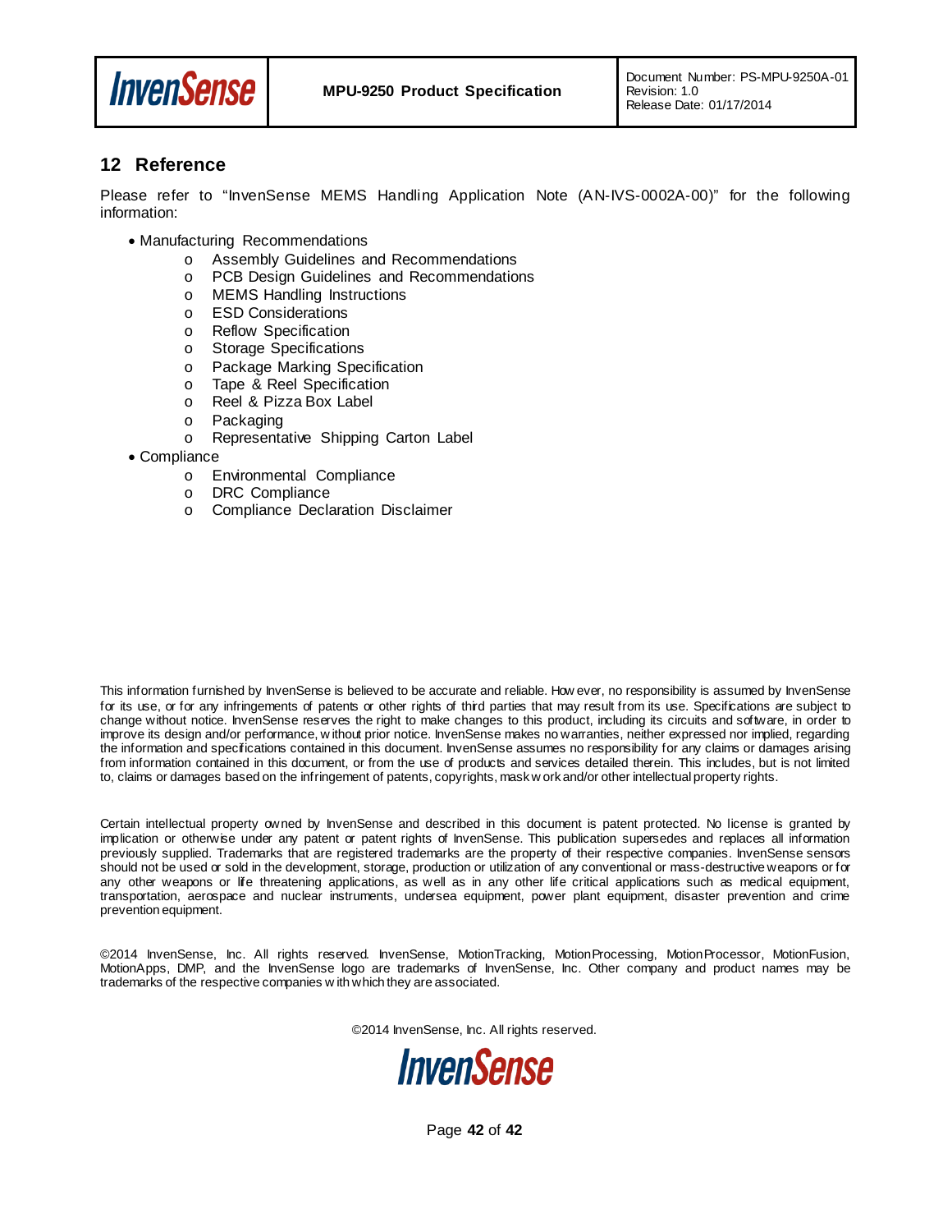## 12 Reference

Please refer to "InvenSense MEMS Handling Application Note (AN-IVS-0002A-00)" for the following information:

- Manufacturing Recommendations
    - Assembly Guidelines and Recommendations
    - PCB Design Guidelines and Recommendations
    - MEMS Handling Instructions
    - ESD Considerations
    - Reflow Specification
    - Storage Specifications
    - Package Marking Specification
    - Tape & Reel Specification
    - Reel & Pizza Box Label
    - Packaging
    - Representative Shipping Carton Label
- Compliance
    - Environmental Compliance
    - DRC Compliance
    - Compliance Declaration Disclaimer

This information furnished by InvenSense is believed to be accurate and reliable. However, no responsibility is assumed by InvenSense for its use, or for any infringements of patents or other rights of third parties that may result from its use. Specifications are subject to change without notice. InvenSense reserves the right to make changes to this product, including its circuits and software, in order to improve its design and/or performance, without prior notice. InvenSense makes no warranties, neither expressed nor implied, regarding the information and specifications contained in this document. InvenSense assumes no responsibility for any claims or damages arising from information contained in this document, or from the use of products and services detailed therein. This includes, but is not limited to, claims or damages based on the infringement of patents, copyrights, mask work and/or other intellectual property rights.

Certain intellectual property owned by InvenSense and described in this document is patent protected. No license is granted by implication or otherwise under any patent or patent rights of InvenSense. This publication supersedes and replaces all information previously supplied. Trademarks that are registered trademarks are the property of their respective companies. InvenSense sensors should not be used or sold in the development, storage, production or utilization of any conventional or mass-destructive weapons or for any other weapons or life threatening applications, as well as in any other life critical applications such as medical equipment, transportation, aerospace and nuclear instruments, undersea equipment, power plant equipment, disaster prevention and crime prevention equipment.

©2014 InvenSense, Inc. All rights reserved. InvenSense, MotionTracking, MotionProcessing, MotionProcessor, MotionFusion, MotionApps, DMP, and the InvenSense logo are trademarks of InvenSense, Inc. Other company and product names may be trademarks of the respective companies with which they are associated.

©2014 InvenSense, Inc. All rights reserved.